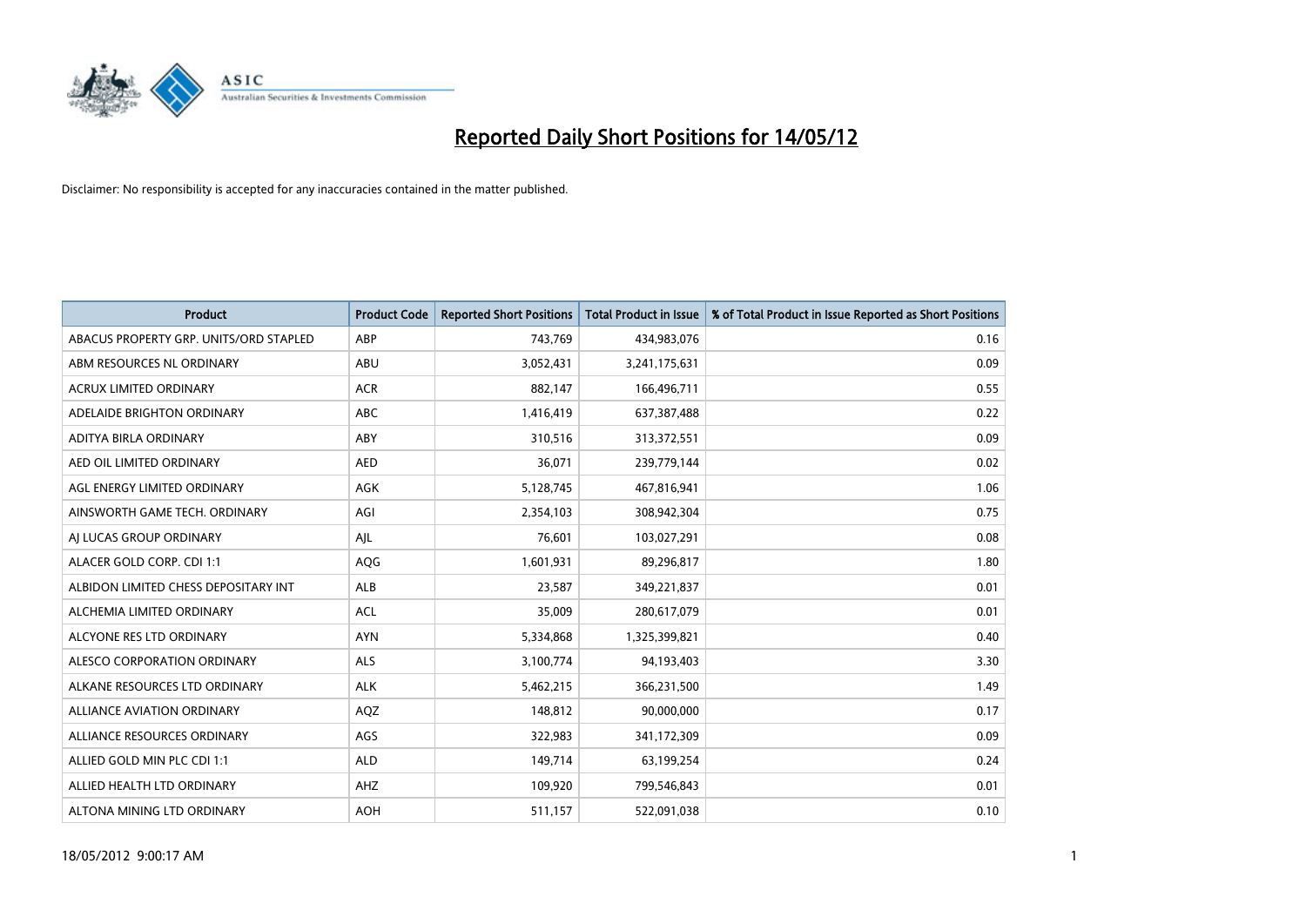# Reported Daily Short Positions for 14/05/12

Disclaimer: No responsibility is accepted for any inaccuracies contained in the matter published.

| Product | Product Code | Reported Short Positions | Total Product in Issue | % of Total Product in Issue Reported as Short Positions |
|---|---|---|---|---|
| ABACUS PROPERTY GRP. UNITS/ORD STAPLED | ABP | 743,769 | 434,983,076 | 0.16 |
| ABM RESOURCES NL ORDINARY | ABU | 3,052,431 | 3,241,175,631 | 0.09 |
| ACRUX LIMITED ORDINARY | ACR | 882,147 | 166,496,711 | 0.55 |
| ADELAIDE BRIGHTON ORDINARY | ABC | 1,416,419 | 637,387,488 | 0.22 |
| ADITYA BIRLA ORDINARY | ABY | 310,516 | 313,372,551 | 0.09 |
| AED OIL LIMITED ORDINARY | AED | 36,071 | 239,779,144 | 0.02 |
| AGL ENERGY LIMITED ORDINARY | AGK | 5,128,745 | 467,816,941 | 1.06 |
| AINSWORTH GAME TECH. ORDINARY | AGI | 2,354,103 | 308,942,304 | 0.75 |
| AJ LUCAS GROUP ORDINARY | AJL | 76,601 | 103,027,291 | 0.08 |
| ALACER GOLD CORP. CDI 1:1 | AQG | 1,601,931 | 89,296,817 | 1.80 |
| ALBIDON LIMITED CHESS DEPOSITARY INT | ALB | 23,587 | 349,221,837 | 0.01 |
| ALCHEMIA LIMITED ORDINARY | ACL | 35,009 | 280,617,079 | 0.01 |
| ALCYONE RES LTD ORDINARY | AYN | 5,334,868 | 1,325,399,821 | 0.40 |
| ALESCO CORPORATION ORDINARY | ALS | 3,100,774 | 94,193,403 | 3.30 |
| ALKANE RESOURCES LTD ORDINARY | ALK | 5,462,215 | 366,231,500 | 1.49 |
| ALLIANCE AVIATION ORDINARY | AQZ | 148,812 | 90,000,000 | 0.17 |
| ALLIANCE RESOURCES ORDINARY | AGS | 322,983 | 341,172,309 | 0.09 |
| ALLIED GOLD MIN PLC CDI 1:1 | ALD | 149,714 | 63,199,254 | 0.24 |
| ALLIED HEALTH LTD ORDINARY | AHZ | 109,920 | 799,546,843 | 0.01 |
| ALTONA MINING LTD ORDINARY | AOH | 511,157 | 522,091,038 | 0.10 |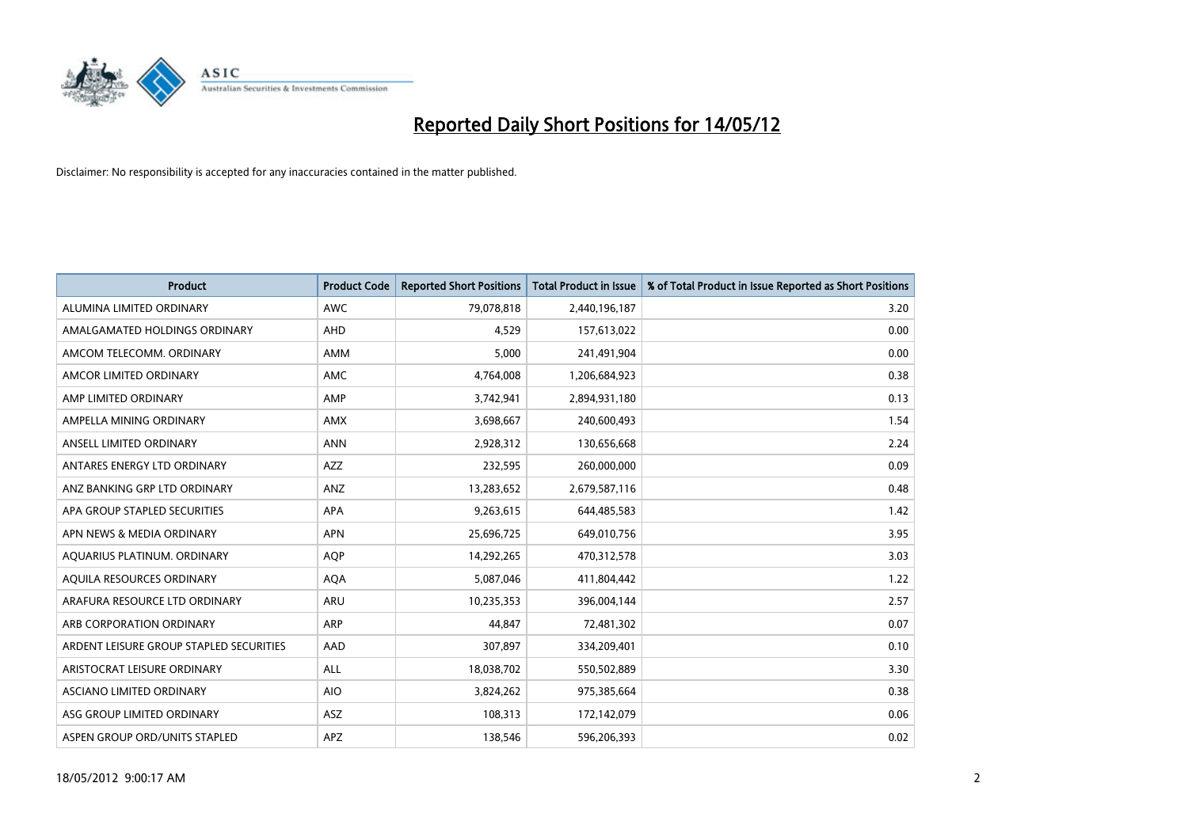# Reported Daily Short Positions for 14/05/12

Disclaimer: No responsibility is accepted for any inaccuracies contained in the matter published.

| Product | Product Code | Reported Short Positions | Total Product in Issue | % of Total Product in Issue Reported as Short Positions |
|---|---|---|---|---|
| ALUMINA LIMITED ORDINARY | AWC | 79,078,818 | 2,440,196,187 | 3.20 |
| AMALGAMATED HOLDINGS ORDINARY | AHD | 4,529 | 157,613,022 | 0.00 |
| AMCOM TELECOMM. ORDINARY | AMM | 5,000 | 241,491,904 | 0.00 |
| AMCOR LIMITED ORDINARY | AMC | 4,764,008 | 1,206,684,923 | 0.38 |
| AMP LIMITED ORDINARY | AMP | 3,742,941 | 2,894,931,180 | 0.13 |
| AMPELLA MINING ORDINARY | AMX | 3,698,667 | 240,600,493 | 1.54 |
| ANSELL LIMITED ORDINARY | ANN | 2,928,312 | 130,656,668 | 2.24 |
| ANTARES ENERGY LTD ORDINARY | AZZ | 232,595 | 260,000,000 | 0.09 |
| ANZ BANKING GRP LTD ORDINARY | ANZ | 13,283,652 | 2,679,587,116 | 0.48 |
| APA GROUP STAPLED SECURITIES | APA | 9,263,615 | 644,485,583 | 1.42 |
| APN NEWS & MEDIA ORDINARY | APN | 25,696,725 | 649,010,756 | 3.95 |
| AQUARIUS PLATINUM. ORDINARY | AQP | 14,292,265 | 470,312,578 | 3.03 |
| AQUILA RESOURCES ORDINARY | AQA | 5,087,046 | 411,804,442 | 1.22 |
| ARAFURA RESOURCE LTD ORDINARY | ARU | 10,235,353 | 396,004,144 | 2.57 |
| ARB CORPORATION ORDINARY | ARP | 44,847 | 72,481,302 | 0.07 |
| ARDENT LEISURE GROUP STAPLED SECURITIES | AAD | 307,897 | 334,209,401 | 0.10 |
| ARISTOCRAT LEISURE ORDINARY | ALL | 18,038,702 | 550,502,889 | 3.30 |
| ASCIANO LIMITED ORDINARY | AIO | 3,824,262 | 975,385,664 | 0.38 |
| ASG GROUP LIMITED ORDINARY | ASZ | 108,313 | 172,142,079 | 0.06 |
| ASPEN GROUP ORD/UNITS STAPLED | APZ | 138,546 | 596,206,393 | 0.02 |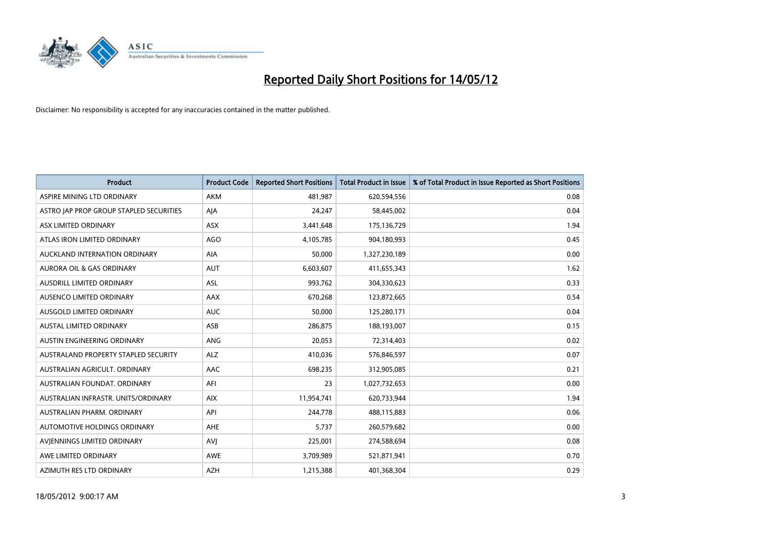# Reported Daily Short Positions for 14/05/12

Disclaimer: No responsibility is accepted for any inaccuracies contained in the matter published.

| Product | Product Code | Reported Short Positions | Total Product in Issue | % of Total Product in Issue Reported as Short Positions |
|---|---|---|---|---|
| ASPIRE MINING LTD ORDINARY | AKM | 481,987 | 620,594,556 | 0.08 |
| ASTRO JAP PROP GROUP STAPLED SECURITIES | AJA | 24,247 | 58,445,002 | 0.04 |
| ASX LIMITED ORDINARY | ASX | 3,441,648 | 175,136,729 | 1.94 |
| ATLAS IRON LIMITED ORDINARY | AGO | 4,105,785 | 904,180,993 | 0.45 |
| AUCKLAND INTERNATION ORDINARY | AIA | 50,000 | 1,327,230,189 | 0.00 |
| AURORA OIL & GAS ORDINARY | AUT | 6,603,607 | 411,655,343 | 1.62 |
| AUSDRILL LIMITED ORDINARY | ASL | 993,762 | 304,330,623 | 0.33 |
| AUSENCO LIMITED ORDINARY | AAX | 670,268 | 123,872,665 | 0.54 |
| AUSGOLD LIMITED ORDINARY | AUC | 50,000 | 125,280,171 | 0.04 |
| AUSTAL LIMITED ORDINARY | ASB | 286,875 | 188,193,007 | 0.15 |
| AUSTIN ENGINEERING ORDINARY | ANG | 20,053 | 72,314,403 | 0.02 |
| AUSTRALAND PROPERTY STAPLED SECURITY | ALZ | 410,036 | 576,846,597 | 0.07 |
| AUSTRALIAN AGRICULT. ORDINARY | AAC | 698,235 | 312,905,085 | 0.21 |
| AUSTRALIAN FOUNDAT. ORDINARY | AFI | 23 | 1,027,732,653 | 0.00 |
| AUSTRALIAN INFRASTR. UNITS/ORDINARY | AIX | 11,954,741 | 620,733,944 | 1.94 |
| AUSTRALIAN PHARM. ORDINARY | API | 244,778 | 488,115,883 | 0.06 |
| AUTOMOTIVE HOLDINGS ORDINARY | AHE | 5,737 | 260,579,682 | 0.00 |
| AVJENNINGS LIMITED ORDINARY | AVJ | 225,001 | 274,588,694 | 0.08 |
| AWE LIMITED ORDINARY | AWE | 3,709,989 | 521,871,941 | 0.70 |
| AZIMUTH RES LTD ORDINARY | AZH | 1,215,388 | 401,368,304 | 0.29 |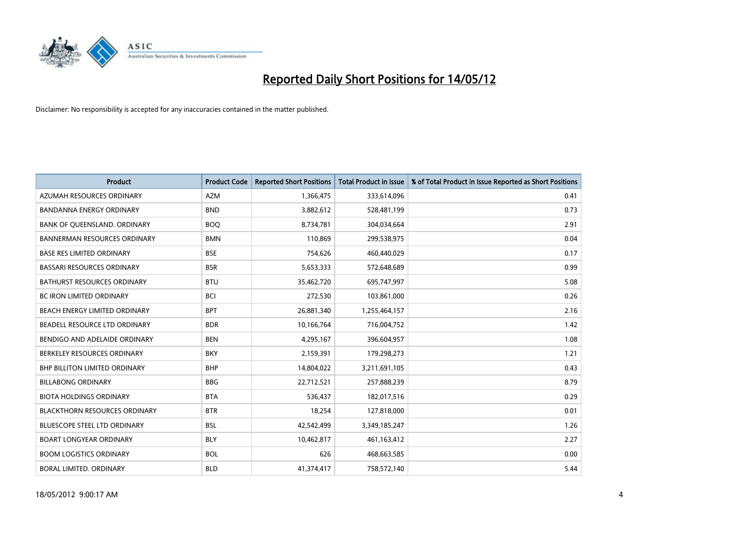# Reported Daily Short Positions for 14/05/12

Disclaimer: No responsibility is accepted for any inaccuracies contained in the matter published.

| Product | Product Code | Reported Short Positions | Total Product in Issue | % of Total Product in Issue Reported as Short Positions |
|---|---|---|---|---|
| AZUMAH RESOURCES ORDINARY | AZM | 1,366,475 | 333,614,096 | 0.41 |
| BANDANNA ENERGY ORDINARY | BND | 3,882,612 | 528,481,199 | 0.73 |
| BANK OF QUEENSLAND. ORDINARY | BOQ | 8,734,781 | 304,034,664 | 2.91 |
| BANNERMAN RESOURCES ORDINARY | BMN | 110,869 | 299,538,975 | 0.04 |
| BASE RES LIMITED ORDINARY | BSE | 754,626 | 460,440,029 | 0.17 |
| BASSARI RESOURCES ORDINARY | BSR | 5,653,333 | 572,648,689 | 0.99 |
| BATHURST RESOURCES ORDINARY | BTU | 35,462,720 | 695,747,997 | 5.08 |
| BC IRON LIMITED ORDINARY | BCI | 272,530 | 103,861,000 | 0.26 |
| BEACH ENERGY LIMITED ORDINARY | BPT | 26,881,340 | 1,255,464,157 | 2.16 |
| BEADELL RESOURCE LTD ORDINARY | BDR | 10,166,764 | 716,004,752 | 1.42 |
| BENDIGO AND ADELAIDE ORDINARY | BEN | 4,295,167 | 396,604,957 | 1.08 |
| BERKELEY RESOURCES ORDINARY | BKY | 2,159,391 | 179,298,273 | 1.21 |
| BHP BILLITON LIMITED ORDINARY | BHP | 14,804,022 | 3,211,691,105 | 0.43 |
| BILLABONG ORDINARY | BBG | 22,712,521 | 257,888,239 | 8.79 |
| BIOTA HOLDINGS ORDINARY | BTA | 536,437 | 182,017,516 | 0.29 |
| BLACKTHORN RESOURCES ORDINARY | BTR | 18,254 | 127,818,000 | 0.01 |
| BLUESCOPE STEEL LTD ORDINARY | BSL | 42,542,499 | 3,349,185,247 | 1.26 |
| BOART LONGYEAR ORDINARY | BLY | 10,462,817 | 461,163,412 | 2.27 |
| BOOM LOGISTICS ORDINARY | BOL | 626 | 468,663,585 | 0.00 |
| BORAL LIMITED. ORDINARY | BLD | 41,374,417 | 758,572,140 | 5.44 |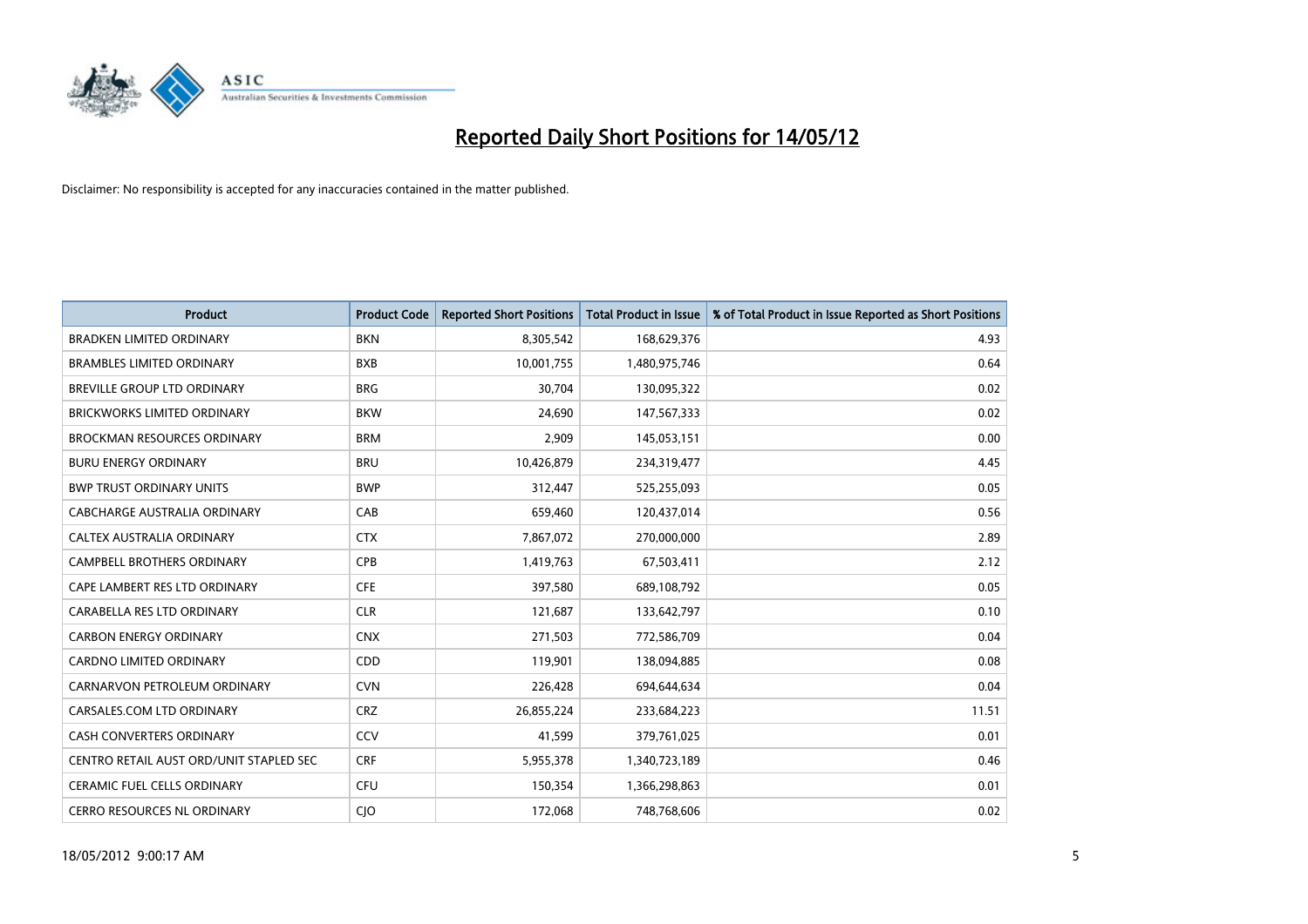# Reported Daily Short Positions for 14/05/12

Disclaimer: No responsibility is accepted for any inaccuracies contained in the matter published.

| Product | Product Code | Reported Short Positions | Total Product in Issue | % of Total Product in Issue Reported as Short Positions |
|---|---|---|---|---|
| BRADKEN LIMITED ORDINARY | BKN | 8,305,542 | 168,629,376 | 4.93 |
| BRAMBLES LIMITED ORDINARY | BXB | 10,001,755 | 1,480,975,746 | 0.64 |
| BREVILLE GROUP LTD ORDINARY | BRG | 30,704 | 130,095,322 | 0.02 |
| BRICKWORKS LIMITED ORDINARY | BKW | 24,690 | 147,567,333 | 0.02 |
| BROCKMAN RESOURCES ORDINARY | BRM | 2,909 | 145,053,151 | 0.00 |
| BURU ENERGY ORDINARY | BRU | 10,426,879 | 234,319,477 | 4.45 |
| BWP TRUST ORDINARY UNITS | BWP | 312,447 | 525,255,093 | 0.05 |
| CABCHARGE AUSTRALIA ORDINARY | CAB | 659,460 | 120,437,014 | 0.56 |
| CALTEX AUSTRALIA ORDINARY | CTX | 7,867,072 | 270,000,000 | 2.89 |
| CAMPBELL BROTHERS ORDINARY | CPB | 1,419,763 | 67,503,411 | 2.12 |
| CAPE LAMBERT RES LTD ORDINARY | CFE | 397,580 | 689,108,792 | 0.05 |
| CARABELLA RES LTD ORDINARY | CLR | 121,687 | 133,642,797 | 0.10 |
| CARBON ENERGY ORDINARY | CNX | 271,503 | 772,586,709 | 0.04 |
| CARDNO LIMITED ORDINARY | CDD | 119,901 | 138,094,885 | 0.08 |
| CARNARVON PETROLEUM ORDINARY | CVN | 226,428 | 694,644,634 | 0.04 |
| CARSALES.COM LTD ORDINARY | CRZ | 26,855,224 | 233,684,223 | 11.51 |
| CASH CONVERTERS ORDINARY | CCV | 41,599 | 379,761,025 | 0.01 |
| CENTRO RETAIL AUST ORD/UNIT STAPLED SEC | CRF | 5,955,378 | 1,340,723,189 | 0.46 |
| CERAMIC FUEL CELLS ORDINARY | CFU | 150,354 | 1,366,298,863 | 0.01 |
| CERRO RESOURCES NL ORDINARY | CJO | 172,068 | 748,768,606 | 0.02 |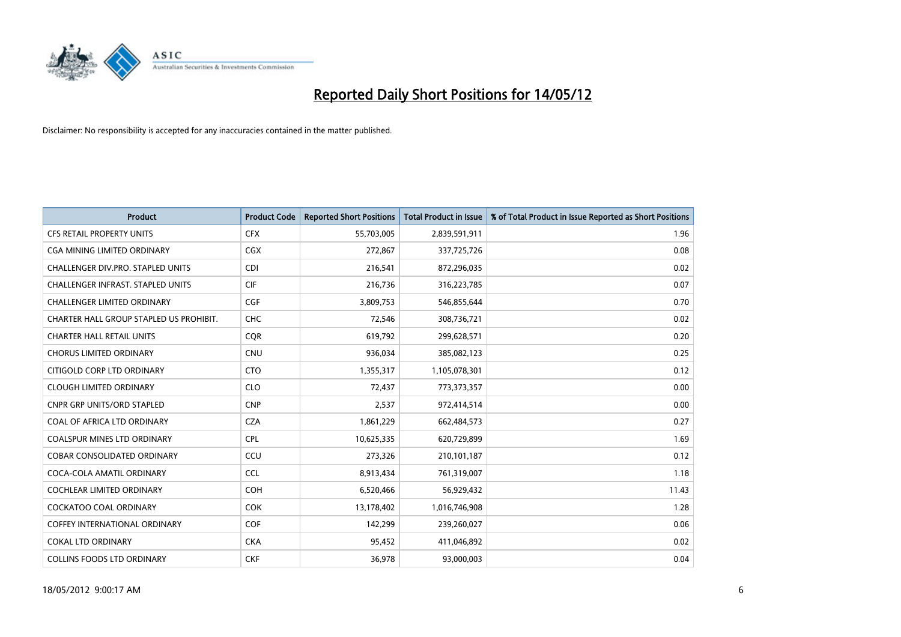# Reported Daily Short Positions for 14/05/12

Disclaimer: No responsibility is accepted for any inaccuracies contained in the matter published.

| Product | Product Code | Reported Short Positions | Total Product in Issue | % of Total Product in Issue Reported as Short Positions |
| --- | --- | --- | --- | --- |
| CFS RETAIL PROPERTY UNITS | CFX | 55,703,005 | 2,839,591,911 | 1.96 |
| CGA MINING LIMITED ORDINARY | CGX | 272,867 | 337,725,726 | 0.08 |
| CHALLENGER DIV.PRO. STAPLED UNITS | CDI | 216,541 | 872,296,035 | 0.02 |
| CHALLENGER INFRAST. STAPLED UNITS | CIF | 216,736 | 316,223,785 | 0.07 |
| CHALLENGER LIMITED ORDINARY | CGF | 3,809,753 | 546,855,644 | 0.70 |
| CHARTER HALL GROUP STAPLED US PROHIBIT. | CHC | 72,546 | 308,736,721 | 0.02 |
| CHARTER HALL RETAIL UNITS | CQR | 619,792 | 299,628,571 | 0.20 |
| CHORUS LIMITED ORDINARY | CNU | 936,034 | 385,082,123 | 0.25 |
| CITIGOLD CORP LTD ORDINARY | CTO | 1,355,317 | 1,105,078,301 | 0.12 |
| CLOUGH LIMITED ORDINARY | CLO | 72,437 | 773,373,357 | 0.00 |
| CNPR GRP UNITS/ORD STAPLED | CNP | 2,537 | 972,414,514 | 0.00 |
| COAL OF AFRICA LTD ORDINARY | CZA | 1,861,229 | 662,484,573 | 0.27 |
| COALSPUR MINES LTD ORDINARY | CPL | 10,625,335 | 620,729,899 | 1.69 |
| COBAR CONSOLIDATED ORDINARY | CCU | 273,326 | 210,101,187 | 0.12 |
| COCA-COLA AMATIL ORDINARY | CCL | 8,913,434 | 761,319,007 | 1.18 |
| COCHLEAR LIMITED ORDINARY | COH | 6,520,466 | 56,929,432 | 11.43 |
| COCKATOO COAL ORDINARY | COK | 13,178,402 | 1,016,746,908 | 1.28 |
| COFFEY INTERNATIONAL ORDINARY | COF | 142,299 | 239,260,027 | 0.06 |
| COKAL LTD ORDINARY | CKA | 95,452 | 411,046,892 | 0.02 |
| COLLINS FOODS LTD ORDINARY | CKF | 36,978 | 93,000,003 | 0.04 |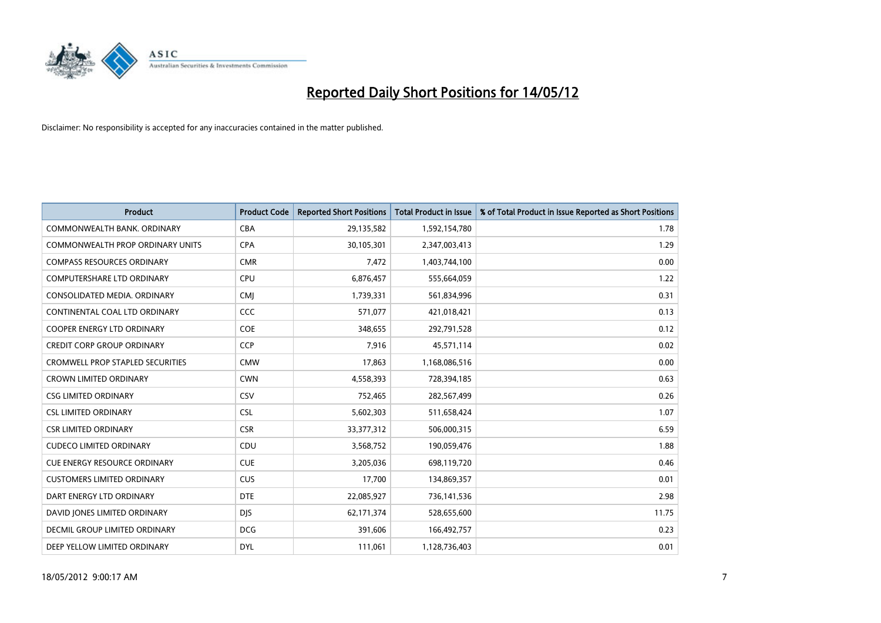# Reported Daily Short Positions for 14/05/12

Disclaimer: No responsibility is accepted for any inaccuracies contained in the matter published.

| Product | Product Code | Reported Short Positions | Total Product in Issue | % of Total Product in Issue Reported as Short Positions |
|---|---|---|---|---|
| COMMONWEALTH BANK. ORDINARY | CBA | 29,135,582 | 1,592,154,780 | 1.78 |
| COMMONWEALTH PROP ORDINARY UNITS | CPA | 30,105,301 | 2,347,003,413 | 1.29 |
| COMPASS RESOURCES ORDINARY | CMR | 7,472 | 1,403,744,100 | 0.00 |
| COMPUTERSHARE LTD ORDINARY | CPU | 6,876,457 | 555,664,059 | 1.22 |
| CONSOLIDATED MEDIA. ORDINARY | CMJ | 1,739,331 | 561,834,996 | 0.31 |
| CONTINENTAL COAL LTD ORDINARY | CCC | 571,077 | 421,018,421 | 0.13 |
| COOPER ENERGY LTD ORDINARY | COE | 348,655 | 292,791,528 | 0.12 |
| CREDIT CORP GROUP ORDINARY | CCP | 7,916 | 45,571,114 | 0.02 |
| CROMWELL PROP STAPLED SECURITIES | CMW | 17,863 | 1,168,086,516 | 0.00 |
| CROWN LIMITED ORDINARY | CWN | 4,558,393 | 728,394,185 | 0.63 |
| CSG LIMITED ORDINARY | CSV | 752,465 | 282,567,499 | 0.26 |
| CSL LIMITED ORDINARY | CSL | 5,602,303 | 511,658,424 | 1.07 |
| CSR LIMITED ORDINARY | CSR | 33,377,312 | 506,000,315 | 6.59 |
| CUDECO LIMITED ORDINARY | CDU | 3,568,752 | 190,059,476 | 1.88 |
| CUE ENERGY RESOURCE ORDINARY | CUE | 3,205,036 | 698,119,720 | 0.46 |
| CUSTOMERS LIMITED ORDINARY | CUS | 17,700 | 134,869,357 | 0.01 |
| DART ENERGY LTD ORDINARY | DTE | 22,085,927 | 736,141,536 | 2.98 |
| DAVID JONES LIMITED ORDINARY | DJS | 62,171,374 | 528,655,600 | 11.75 |
| DECMIL GROUP LIMITED ORDINARY | DCG | 391,606 | 166,492,757 | 0.23 |
| DEEP YELLOW LIMITED ORDINARY | DYL | 111,061 | 1,128,736,403 | 0.01 |

18/05/2012 9:00:17 AM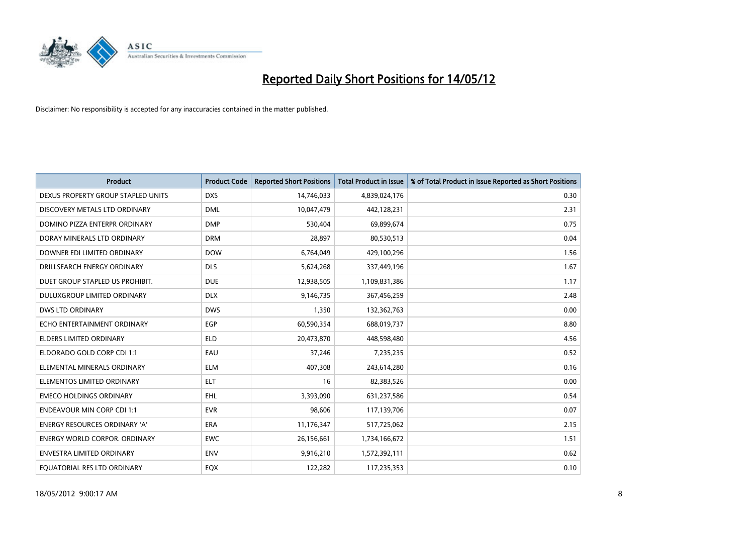# Reported Daily Short Positions for 14/05/12

Disclaimer: No responsibility is accepted for any inaccuracies contained in the matter published.

| Product | Product Code | Reported Short Positions | Total Product in Issue | % of Total Product in Issue Reported as Short Positions |
|---|---|---|---|---|
| DEXUS PROPERTY GROUP STAPLED UNITS | DXS | 14,746,033 | 4,839,024,176 | 0.30 |
| DISCOVERY METALS LTD ORDINARY | DML | 10,047,479 | 442,128,231 | 2.31 |
| DOMINO PIZZA ENTERPR ORDINARY | DMP | 530,404 | 69,899,674 | 0.75 |
| DORAY MINERALS LTD ORDINARY | DRM | 28,897 | 80,530,513 | 0.04 |
| DOWNER EDI LIMITED ORDINARY | DOW | 6,764,049 | 429,100,296 | 1.56 |
| DRILLSEARCH ENERGY ORDINARY | DLS | 5,624,268 | 337,449,196 | 1.67 |
| DUET GROUP STAPLED US PROHIBIT. | DUE | 12,938,505 | 1,109,831,386 | 1.17 |
| DULUXGROUP LIMITED ORDINARY | DLX | 9,146,735 | 367,456,259 | 2.48 |
| DWS LTD ORDINARY | DWS | 1,350 | 132,362,763 | 0.00 |
| ECHO ENTERTAINMENT ORDINARY | EGP | 60,590,354 | 688,019,737 | 8.80 |
| ELDERS LIMITED ORDINARY | ELD | 20,473,870 | 448,598,480 | 4.56 |
| ELDORADO GOLD CORP CDI 1:1 | EAU | 37,246 | 7,235,235 | 0.52 |
| ELEMENTAL MINERALS ORDINARY | ELM | 407,308 | 243,614,280 | 0.16 |
| ELEMENTOS LIMITED ORDINARY | ELT | 16 | 82,383,526 | 0.00 |
| EMECO HOLDINGS ORDINARY | EHL | 3,393,090 | 631,237,586 | 0.54 |
| ENDEAVOUR MIN CORP CDI 1:1 | EVR | 98,606 | 117,139,706 | 0.07 |
| ENERGY RESOURCES ORDINARY 'A' | ERA | 11,176,347 | 517,725,062 | 2.15 |
| ENERGY WORLD CORPOR. ORDINARY | EWC | 26,156,661 | 1,734,166,672 | 1.51 |
| ENVESTRA LIMITED ORDINARY | ENV | 9,916,210 | 1,572,392,111 | 0.62 |
| EQUATORIAL RES LTD ORDINARY | EQX | 122,282 | 117,235,353 | 0.10 |

18/05/2012 9:00:17 AM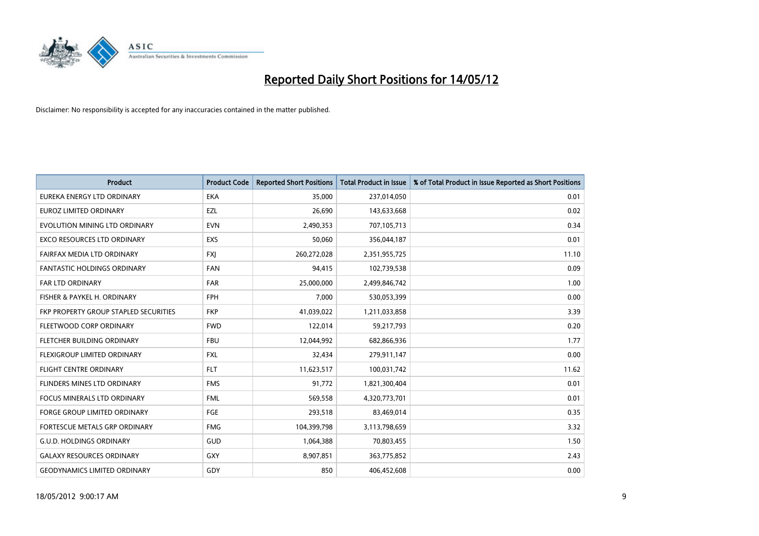# Reported Daily Short Positions for 14/05/12

Disclaimer: No responsibility is accepted for any inaccuracies contained in the matter published.

| Product | Product Code | Reported Short Positions | Total Product in Issue | % of Total Product in Issue Reported as Short Positions |
|---|---|---|---|---|
| EUREKA ENERGY LTD ORDINARY | EKA | 35,000 | 237,014,050 | 0.01 |
| EUROZ LIMITED ORDINARY | EZL | 26,690 | 143,633,668 | 0.02 |
| EVOLUTION MINING LTD ORDINARY | EVN | 2,490,353 | 707,105,713 | 0.34 |
| EXCO RESOURCES LTD ORDINARY | EXS | 50,060 | 356,044,187 | 0.01 |
| FAIRFAX MEDIA LTD ORDINARY | FXJ | 260,272,028 | 2,351,955,725 | 11.10 |
| FANTASTIC HOLDINGS ORDINARY | FAN | 94,415 | 102,739,538 | 0.09 |
| FAR LTD ORDINARY | FAR | 25,000,000 | 2,499,846,742 | 1.00 |
| FISHER & PAYKEL H. ORDINARY | FPH | 7,000 | 530,053,399 | 0.00 |
| FKP PROPERTY GROUP STAPLED SECURITIES | FKP | 41,039,022 | 1,211,033,858 | 3.39 |
| FLEETWOOD CORP ORDINARY | FWD | 122,014 | 59,217,793 | 0.20 |
| FLETCHER BUILDING ORDINARY | FBU | 12,044,992 | 682,866,936 | 1.77 |
| FLEXIGROUP LIMITED ORDINARY | FXL | 32,434 | 279,911,147 | 0.00 |
| FLIGHT CENTRE ORDINARY | FLT | 11,623,517 | 100,031,742 | 11.62 |
| FLINDERS MINES LTD ORDINARY | FMS | 91,772 | 1,821,300,404 | 0.01 |
| FOCUS MINERALS LTD ORDINARY | FML | 569,558 | 4,320,773,701 | 0.01 |
| FORGE GROUP LIMITED ORDINARY | FGE | 293,518 | 83,469,014 | 0.35 |
| FORTESCUE METALS GRP ORDINARY | FMG | 104,399,798 | 3,113,798,659 | 3.32 |
| G.U.D. HOLDINGS ORDINARY | GUD | 1,064,388 | 70,803,455 | 1.50 |
| GALAXY RESOURCES ORDINARY | GXY | 8,907,851 | 363,775,852 | 2.43 |
| GEODYNAMICS LIMITED ORDINARY | GDY | 850 | 406,452,608 | 0.00 |

18/05/2012 9:00:17 AM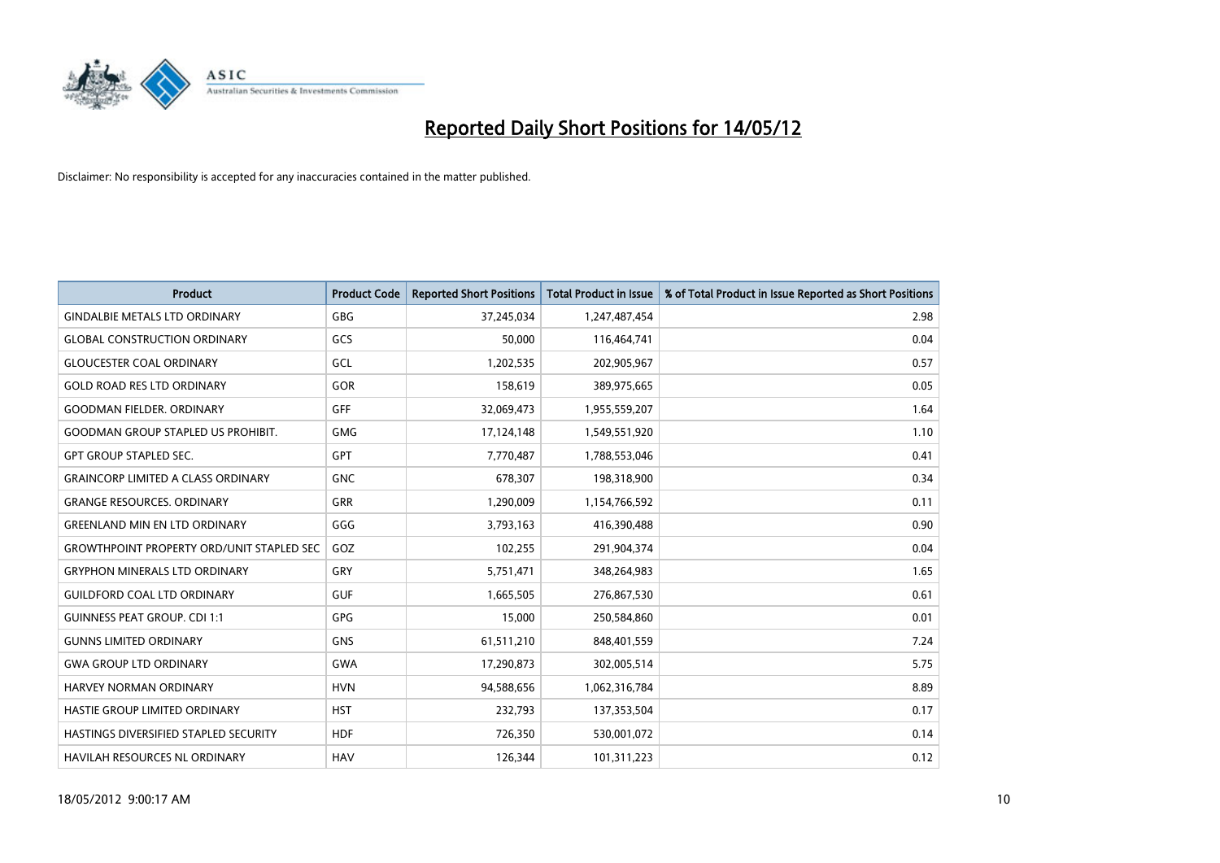# Reported Daily Short Positions for 14/05/12

Disclaimer: No responsibility is accepted for any inaccuracies contained in the matter published.

| Product | Product Code | Reported Short Positions | Total Product in Issue | % of Total Product in Issue Reported as Short Positions |
|---|---|---|---|---|
| GINDALBIE METALS LTD ORDINARY | GBG | 37,245,034 | 1,247,487,454 | 2.98 |
| GLOBAL CONSTRUCTION ORDINARY | GCS | 50,000 | 116,464,741 | 0.04 |
| GLOUCESTER COAL ORDINARY | GCL | 1,202,535 | 202,905,967 | 0.57 |
| GOLD ROAD RES LTD ORDINARY | GOR | 158,619 | 389,975,665 | 0.05 |
| GOODMAN FIELDER. ORDINARY | GFF | 32,069,473 | 1,955,559,207 | 1.64 |
| GOODMAN GROUP STAPLED US PROHIBIT. | GMG | 17,124,148 | 1,549,551,920 | 1.10 |
| GPT GROUP STAPLED SEC. | GPT | 7,770,487 | 1,788,553,046 | 0.41 |
| GRAINCORP LIMITED A CLASS ORDINARY | GNC | 678,307 | 198,318,900 | 0.34 |
| GRANGE RESOURCES. ORDINARY | GRR | 1,290,009 | 1,154,766,592 | 0.11 |
| GREENLAND MIN EN LTD ORDINARY | GGG | 3,793,163 | 416,390,488 | 0.90 |
| GROWTHPOINT PROPERTY ORD/UNIT STAPLED SEC | GOZ | 102,255 | 291,904,374 | 0.04 |
| GRYPHON MINERALS LTD ORDINARY | GRY | 5,751,471 | 348,264,983 | 1.65 |
| GUILDFORD COAL LTD ORDINARY | GUF | 1,665,505 | 276,867,530 | 0.61 |
| GUINNESS PEAT GROUP. CDI 1:1 | GPG | 15,000 | 250,584,860 | 0.01 |
| GUNNS LIMITED ORDINARY | GNS | 61,511,210 | 848,401,559 | 7.24 |
| GWA GROUP LTD ORDINARY | GWA | 17,290,873 | 302,005,514 | 5.75 |
| HARVEY NORMAN ORDINARY | HVN | 94,588,656 | 1,062,316,784 | 8.89 |
| HASTIE GROUP LIMITED ORDINARY | HST | 232,793 | 137,353,504 | 0.17 |
| HASTINGS DIVERSIFIED STAPLED SECURITY | HDF | 726,350 | 530,001,072 | 0.14 |
| HAVILAH RESOURCES NL ORDINARY | HAV | 126,344 | 101,311,223 | 0.12 |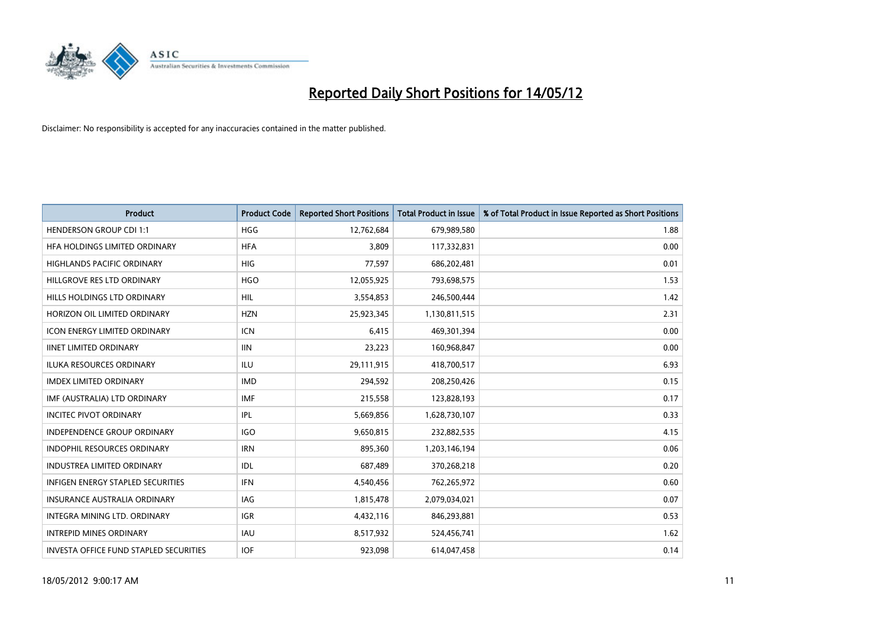# Reported Daily Short Positions for 14/05/12

Disclaimer: No responsibility is accepted for any inaccuracies contained in the matter published.

| Product | Product Code | Reported Short Positions | Total Product in Issue | % of Total Product in Issue Reported as Short Positions |
|---|---|---|---|---|
| HENDERSON GROUP CDI 1:1 | HGG | 12,762,684 | 679,989,580 | 1.88 |
| HFA HOLDINGS LIMITED ORDINARY | HFA | 3,809 | 117,332,831 | 0.00 |
| HIGHLANDS PACIFIC ORDINARY | HIG | 77,597 | 686,202,481 | 0.01 |
| HILLGROVE RES LTD ORDINARY | HGO | 12,055,925 | 793,698,575 | 1.53 |
| HILLS HOLDINGS LTD ORDINARY | HIL | 3,554,853 | 246,500,444 | 1.42 |
| HORIZON OIL LIMITED ORDINARY | HZN | 25,923,345 | 1,130,811,515 | 2.31 |
| ICON ENERGY LIMITED ORDINARY | ICN | 6,415 | 469,301,394 | 0.00 |
| IINET LIMITED ORDINARY | IIN | 23,223 | 160,968,847 | 0.00 |
| ILUKA RESOURCES ORDINARY | ILU | 29,111,915 | 418,700,517 | 6.93 |
| IMDEX LIMITED ORDINARY | IMD | 294,592 | 208,250,426 | 0.15 |
| IMF (AUSTRALIA) LTD ORDINARY | IMF | 215,558 | 123,828,193 | 0.17 |
| INCITEC PIVOT ORDINARY | IPL | 5,669,856 | 1,628,730,107 | 0.33 |
| INDEPENDENCE GROUP ORDINARY | IGO | 9,650,815 | 232,882,535 | 4.15 |
| INDOPHIL RESOURCES ORDINARY | IRN | 895,360 | 1,203,146,194 | 0.06 |
| INDUSTREA LIMITED ORDINARY | IDL | 687,489 | 370,268,218 | 0.20 |
| INFIGEN ENERGY STAPLED SECURITIES | IFN | 4,540,456 | 762,265,972 | 0.60 |
| INSURANCE AUSTRALIA ORDINARY | IAG | 1,815,478 | 2,079,034,021 | 0.07 |
| INTEGRA MINING LTD. ORDINARY | IGR | 4,432,116 | 846,293,881 | 0.53 |
| INTREPID MINES ORDINARY | IAU | 8,517,932 | 524,456,741 | 1.62 |
| INVESTA OFFICE FUND STAPLED SECURITIES | IOF | 923,098 | 614,047,458 | 0.14 |

18/05/2012 9:00:17 AM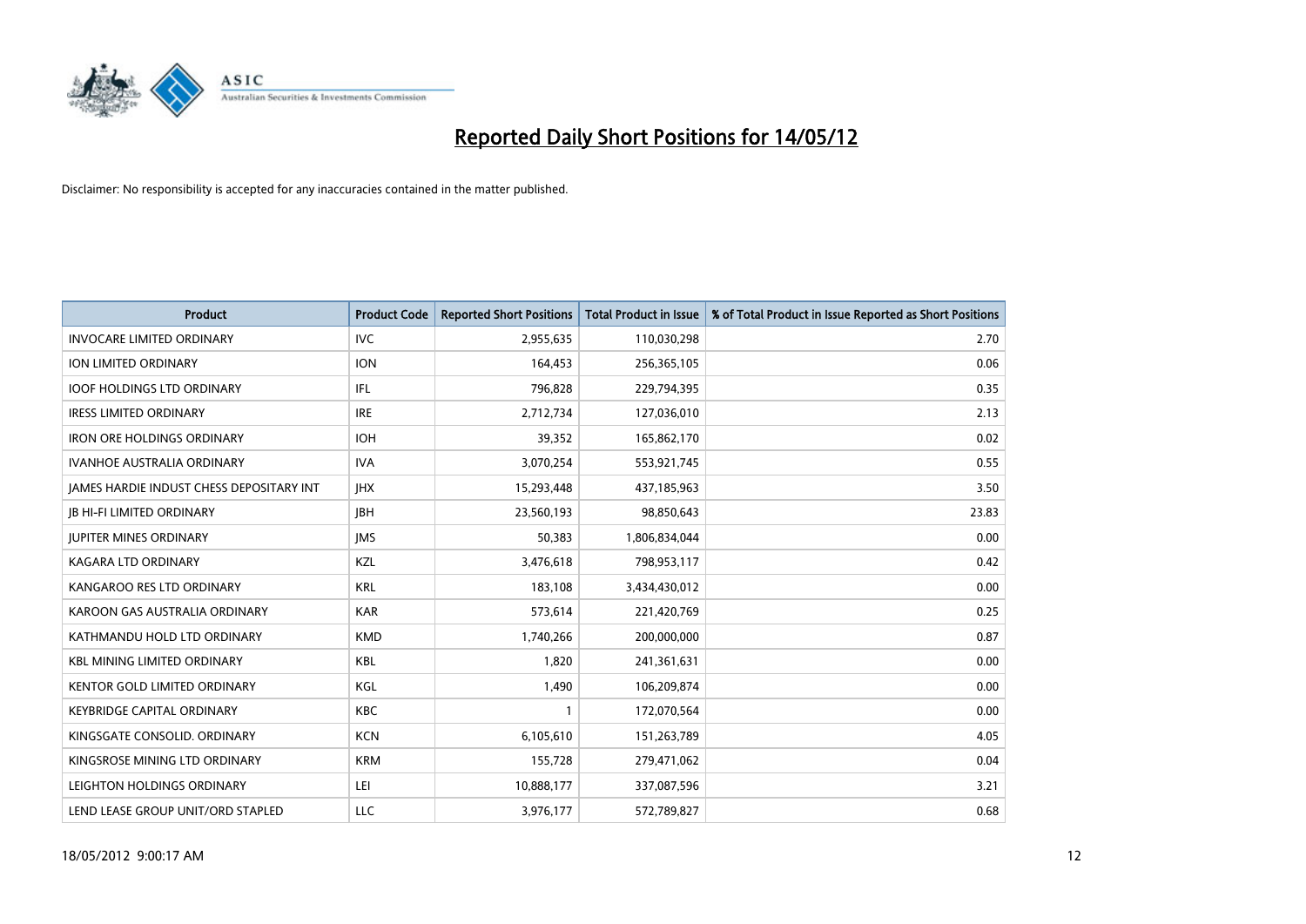# Reported Daily Short Positions for 14/05/12

Disclaimer: No responsibility is accepted for any inaccuracies contained in the matter published.

| Product | Product Code | Reported Short Positions | Total Product in Issue | % of Total Product in Issue Reported as Short Positions |
|---|---|---|---|---|
| INVOCARE LIMITED ORDINARY | IVC | 2,955,635 | 110,030,298 | 2.70 |
| ION LIMITED ORDINARY | ION | 164,453 | 256,365,105 | 0.06 |
| IOOF HOLDINGS LTD ORDINARY | IFL | 796,828 | 229,794,395 | 0.35 |
| IRESS LIMITED ORDINARY | IRE | 2,712,734 | 127,036,010 | 2.13 |
| IRON ORE HOLDINGS ORDINARY | IOH | 39,352 | 165,862,170 | 0.02 |
| IVANHOE AUSTRALIA ORDINARY | IVA | 3,070,254 | 553,921,745 | 0.55 |
| JAMES HARDIE INDUST CHESS DEPOSITARY INT | JHX | 15,293,448 | 437,185,963 | 3.50 |
| JB HI-FI LIMITED ORDINARY | JBH | 23,560,193 | 98,850,643 | 23.83 |
| JUPITER MINES ORDINARY | JMS | 50,383 | 1,806,834,044 | 0.00 |
| KAGARA LTD ORDINARY | KZL | 3,476,618 | 798,953,117 | 0.42 |
| KANGAROO RES LTD ORDINARY | KRL | 183,108 | 3,434,430,012 | 0.00 |
| KAROON GAS AUSTRALIA ORDINARY | KAR | 573,614 | 221,420,769 | 0.25 |
| KATHMANDU HOLD LTD ORDINARY | KMD | 1,740,266 | 200,000,000 | 0.87 |
| KBL MINING LIMITED ORDINARY | KBL | 1,820 | 241,361,631 | 0.00 |
| KENTOR GOLD LIMITED ORDINARY | KGL | 1,490 | 106,209,874 | 0.00 |
| KEYBRIDGE CAPITAL ORDINARY | KBC | 1 | 172,070,564 | 0.00 |
| KINGSGATE CONSOLID. ORDINARY | KCN | 6,105,610 | 151,263,789 | 4.05 |
| KINGSROSE MINING LTD ORDINARY | KRM | 155,728 | 279,471,062 | 0.04 |
| LEIGHTON HOLDINGS ORDINARY | LEI | 10,888,177 | 337,087,596 | 3.21 |
| LEND LEASE GROUP UNIT/ORD STAPLED | LLC | 3,976,177 | 572,789,827 | 0.68 |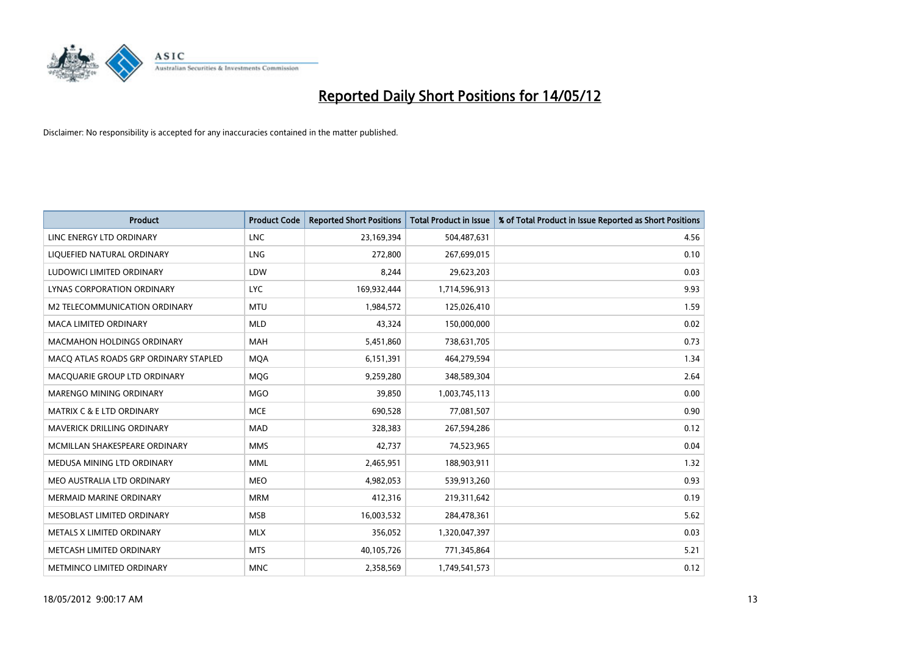# Reported Daily Short Positions for 14/05/12

Disclaimer: No responsibility is accepted for any inaccuracies contained in the matter published.

| Product | Product Code | Reported Short Positions | Total Product in Issue | % of Total Product in Issue Reported as Short Positions |
|---|---|---|---|---|
| LINC ENERGY LTD ORDINARY | LNC | 23,169,394 | 504,487,631 | 4.56 |
| LIQUEFIED NATURAL ORDINARY | LNG | 272,800 | 267,699,015 | 0.10 |
| LUDOWICI LIMITED ORDINARY | LDW | 8,244 | 29,623,203 | 0.03 |
| LYNAS CORPORATION ORDINARY | LYC | 169,932,444 | 1,714,596,913 | 9.93 |
| M2 TELECOMMUNICATION ORDINARY | MTU | 1,984,572 | 125,026,410 | 1.59 |
| MACA LIMITED ORDINARY | MLD | 43,324 | 150,000,000 | 0.02 |
| MACMAHON HOLDINGS ORDINARY | MAH | 5,451,860 | 738,631,705 | 0.73 |
| MACQ ATLAS ROADS GRP ORDINARY STAPLED | MQA | 6,151,391 | 464,279,594 | 1.34 |
| MACQUARIE GROUP LTD ORDINARY | MQG | 9,259,280 | 348,589,304 | 2.64 |
| MARENGO MINING ORDINARY | MGO | 39,850 | 1,003,745,113 | 0.00 |
| MATRIX C & E LTD ORDINARY | MCE | 690,528 | 77,081,507 | 0.90 |
| MAVERICK DRILLING ORDINARY | MAD | 328,383 | 267,594,286 | 0.12 |
| MCMILLAN SHAKESPEARE ORDINARY | MMS | 42,737 | 74,523,965 | 0.04 |
| MEDUSA MINING LTD ORDINARY | MML | 2,465,951 | 188,903,911 | 1.32 |
| MEO AUSTRALIA LTD ORDINARY | MEO | 4,982,053 | 539,913,260 | 0.93 |
| MERMAID MARINE ORDINARY | MRM | 412,316 | 219,311,642 | 0.19 |
| MESOBLAST LIMITED ORDINARY | MSB | 16,003,532 | 284,478,361 | 5.62 |
| METALS X LIMITED ORDINARY | MLX | 356,052 | 1,320,047,397 | 0.03 |
| METCASH LIMITED ORDINARY | MTS | 40,105,726 | 771,345,864 | 5.21 |
| METMINCO LIMITED ORDINARY | MNC | 2,358,569 | 1,749,541,573 | 0.12 |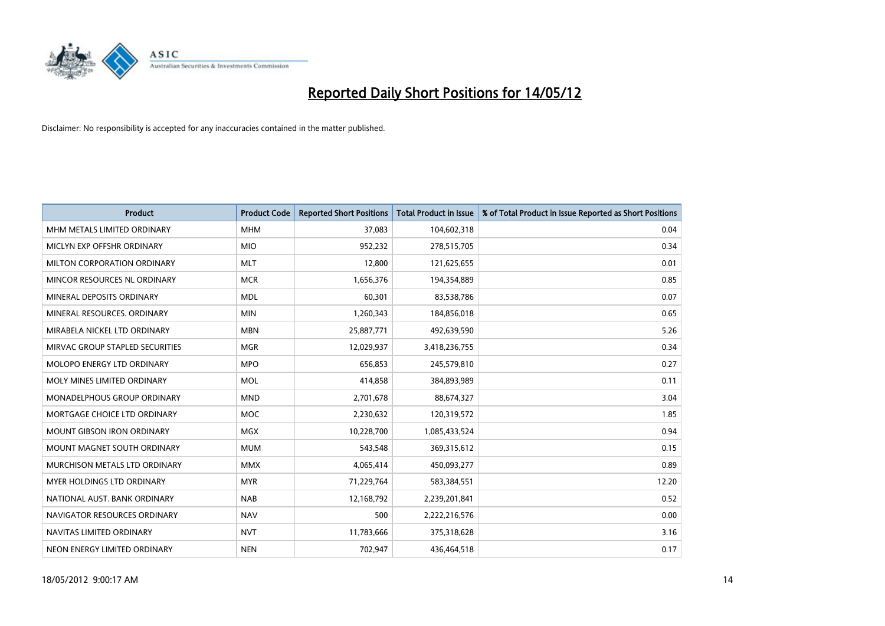# Reported Daily Short Positions for 14/05/12

Disclaimer: No responsibility is accepted for any inaccuracies contained in the matter published.

| Product | Product Code | Reported Short Positions | Total Product in Issue | % of Total Product in Issue Reported as Short Positions |
|---|---|---|---|---|
| MHM METALS LIMITED ORDINARY | MHM | 37,083 | 104,602,318 | 0.04 |
| MICLYN EXP OFFSHR ORDINARY | MIO | 952,232 | 278,515,705 | 0.34 |
| MILTON CORPORATION ORDINARY | MLT | 12,800 | 121,625,655 | 0.01 |
| MINCOR RESOURCES NL ORDINARY | MCR | 1,656,376 | 194,354,889 | 0.85 |
| MINERAL DEPOSITS ORDINARY | MDL | 60,301 | 83,538,786 | 0.07 |
| MINERAL RESOURCES. ORDINARY | MIN | 1,260,343 | 184,856,018 | 0.65 |
| MIRABELA NICKEL LTD ORDINARY | MBN | 25,887,771 | 492,639,590 | 5.26 |
| MIRVAC GROUP STAPLED SECURITIES | MGR | 12,029,937 | 3,418,236,755 | 0.34 |
| MOLOPO ENERGY LTD ORDINARY | MPO | 656,853 | 245,579,810 | 0.27 |
| MOLY MINES LIMITED ORDINARY | MOL | 414,858 | 384,893,989 | 0.11 |
| MONADELPHOUS GROUP ORDINARY | MND | 2,701,678 | 88,674,327 | 3.04 |
| MORTGAGE CHOICE LTD ORDINARY | MOC | 2,230,632 | 120,319,572 | 1.85 |
| MOUNT GIBSON IRON ORDINARY | MGX | 10,228,700 | 1,085,433,524 | 0.94 |
| MOUNT MAGNET SOUTH ORDINARY | MUM | 543,548 | 369,315,612 | 0.15 |
| MURCHISON METALS LTD ORDINARY | MMX | 4,065,414 | 450,093,277 | 0.89 |
| MYER HOLDINGS LTD ORDINARY | MYR | 71,229,764 | 583,384,551 | 12.20 |
| NATIONAL AUST. BANK ORDINARY | NAB | 12,168,792 | 2,239,201,841 | 0.52 |
| NAVIGATOR RESOURCES ORDINARY | NAV | 500 | 2,222,216,576 | 0.00 |
| NAVITAS LIMITED ORDINARY | NVT | 11,783,666 | 375,318,628 | 3.16 |
| NEON ENERGY LIMITED ORDINARY | NEN | 702,947 | 436,464,518 | 0.17 |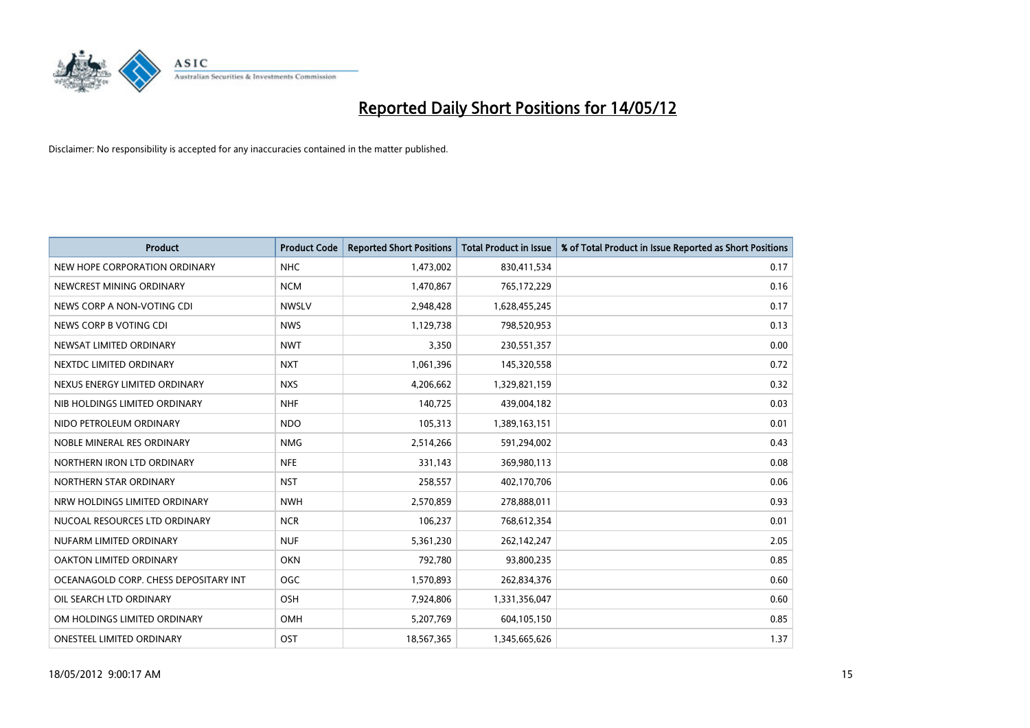# Reported Daily Short Positions for 14/05/12

Disclaimer: No responsibility is accepted for any inaccuracies contained in the matter published.

| Product | Product Code | Reported Short Positions | Total Product in Issue | % of Total Product in Issue Reported as Short Positions |
|---|---|---|---|---|
| NEW HOPE CORPORATION ORDINARY | NHC | 1,473,002 | 830,411,534 | 0.17 |
| NEWCREST MINING ORDINARY | NCM | 1,470,867 | 765,172,229 | 0.16 |
| NEWS CORP A NON-VOTING CDI | NWSLV | 2,948,428 | 1,628,455,245 | 0.17 |
| NEWS CORP B VOTING CDI | NWS | 1,129,738 | 798,520,953 | 0.13 |
| NEWSAT LIMITED ORDINARY | NWT | 3,350 | 230,551,357 | 0.00 |
| NEXTDC LIMITED ORDINARY | NXT | 1,061,396 | 145,320,558 | 0.72 |
| NEXUS ENERGY LIMITED ORDINARY | NXS | 4,206,662 | 1,329,821,159 | 0.32 |
| NIB HOLDINGS LIMITED ORDINARY | NHF | 140,725 | 439,004,182 | 0.03 |
| NIDO PETROLEUM ORDINARY | NDO | 105,313 | 1,389,163,151 | 0.01 |
| NOBLE MINERAL RES ORDINARY | NMG | 2,514,266 | 591,294,002 | 0.43 |
| NORTHERN IRON LTD ORDINARY | NFE | 331,143 | 369,980,113 | 0.08 |
| NORTHERN STAR ORDINARY | NST | 258,557 | 402,170,706 | 0.06 |
| NRW HOLDINGS LIMITED ORDINARY | NWH | 2,570,859 | 278,888,011 | 0.93 |
| NUCOAL RESOURCES LTD ORDINARY | NCR | 106,237 | 768,612,354 | 0.01 |
| NUFARM LIMITED ORDINARY | NUF | 5,361,230 | 262,142,247 | 2.05 |
| OAKTON LIMITED ORDINARY | OKN | 792,780 | 93,800,235 | 0.85 |
| OCEANAGOLD CORP. CHESS DEPOSITARY INT | OGC | 1,570,893 | 262,834,376 | 0.60 |
| OIL SEARCH LTD ORDINARY | OSH | 7,924,806 | 1,331,356,047 | 0.60 |
| OM HOLDINGS LIMITED ORDINARY | OMH | 5,207,769 | 604,105,150 | 0.85 |
| ONESTEEL LIMITED ORDINARY | OST | 18,567,365 | 1,345,665,626 | 1.37 |

18/05/2012 9:00:17 AM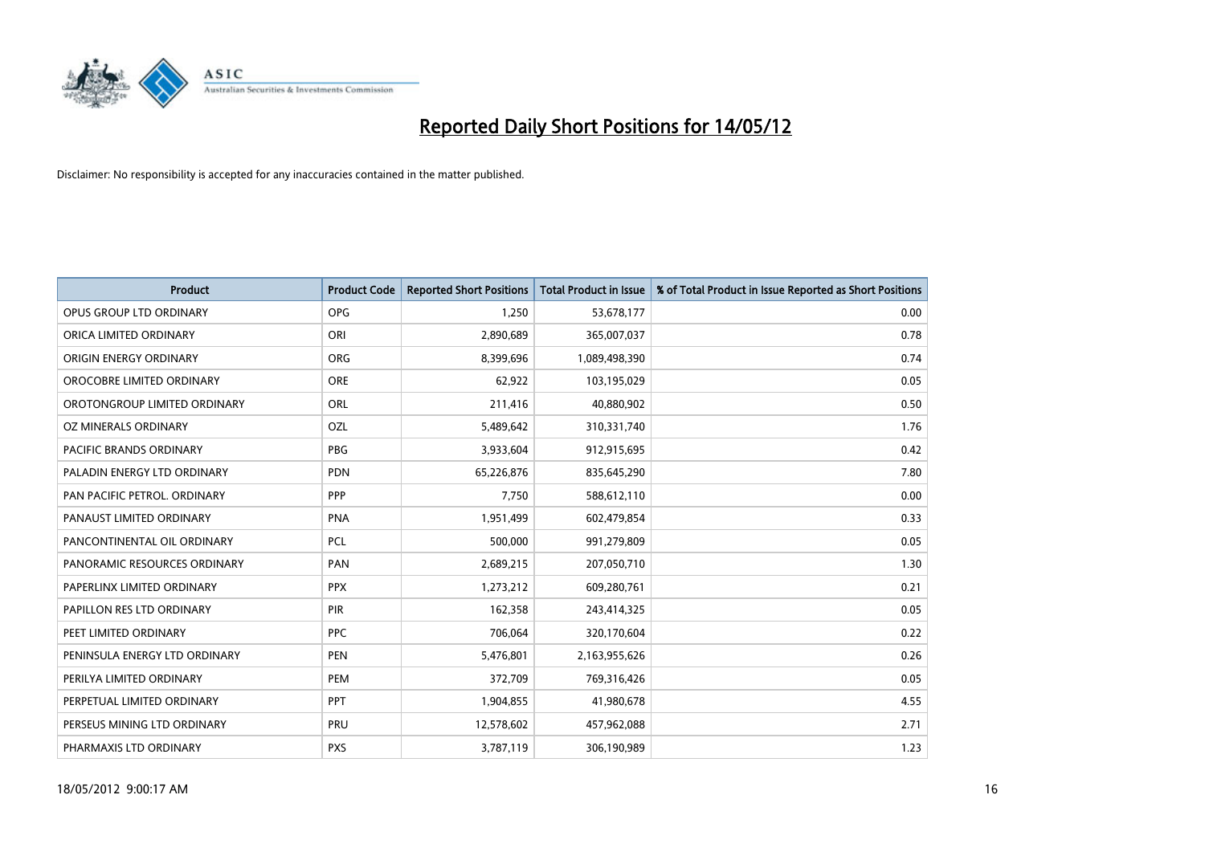# Reported Daily Short Positions for 14/05/12

Disclaimer: No responsibility is accepted for any inaccuracies contained in the matter published.

| Product | Product Code | Reported Short Positions | Total Product in Issue | % of Total Product in Issue Reported as Short Positions |
|---|---|---|---|---|
| OPUS GROUP LTD ORDINARY | OPG | 1,250 | 53,678,177 | 0.00 |
| ORICA LIMITED ORDINARY | ORI | 2,890,689 | 365,007,037 | 0.78 |
| ORIGIN ENERGY ORDINARY | ORG | 8,399,696 | 1,089,498,390 | 0.74 |
| OROCOBRE LIMITED ORDINARY | ORE | 62,922 | 103,195,029 | 0.05 |
| OROTONGROUP LIMITED ORDINARY | ORL | 211,416 | 40,880,902 | 0.50 |
| OZ MINERALS ORDINARY | OZL | 5,489,642 | 310,331,740 | 1.76 |
| PACIFIC BRANDS ORDINARY | PBG | 3,933,604 | 912,915,695 | 0.42 |
| PALADIN ENERGY LTD ORDINARY | PDN | 65,226,876 | 835,645,290 | 7.80 |
| PAN PACIFIC PETROL. ORDINARY | PPP | 7,750 | 588,612,110 | 0.00 |
| PANAUST LIMITED ORDINARY | PNA | 1,951,499 | 602,479,854 | 0.33 |
| PANCONTINENTAL OIL ORDINARY | PCL | 500,000 | 991,279,809 | 0.05 |
| PANORAMIC RESOURCES ORDINARY | PAN | 2,689,215 | 207,050,710 | 1.30 |
| PAPERLINX LIMITED ORDINARY | PPX | 1,273,212 | 609,280,761 | 0.21 |
| PAPILLON RES LTD ORDINARY | PIR | 162,358 | 243,414,325 | 0.05 |
| PEET LIMITED ORDINARY | PPC | 706,064 | 320,170,604 | 0.22 |
| PENINSULA ENERGY LTD ORDINARY | PEN | 5,476,801 | 2,163,955,626 | 0.26 |
| PERILYA LIMITED ORDINARY | PEM | 372,709 | 769,316,426 | 0.05 |
| PERPETUAL LIMITED ORDINARY | PPT | 1,904,855 | 41,980,678 | 4.55 |
| PERSEUS MINING LTD ORDINARY | PRU | 12,578,602 | 457,962,088 | 2.71 |
| PHARMAXIS LTD ORDINARY | PXS | 3,787,119 | 306,190,989 | 1.23 |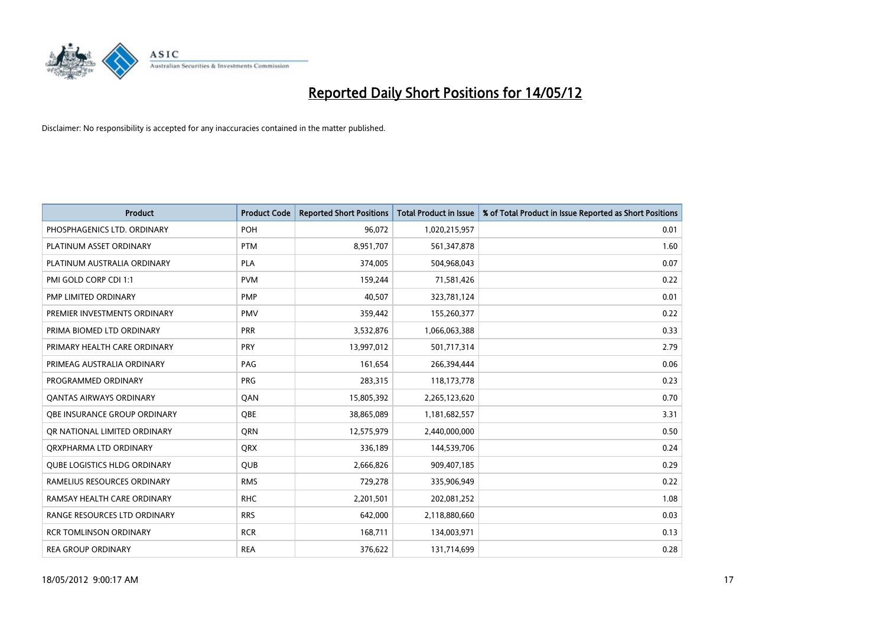# Reported Daily Short Positions for 14/05/12

Disclaimer: No responsibility is accepted for any inaccuracies contained in the matter published.

| Product | Product Code | Reported Short Positions | Total Product in Issue | % of Total Product in Issue Reported as Short Positions |
|---|---|---|---|---|
| PHOSPHAGENICS LTD. ORDINARY | POH | 96,072 | 1,020,215,957 | 0.01 |
| PLATINUM ASSET ORDINARY | PTM | 8,951,707 | 561,347,878 | 1.60 |
| PLATINUM AUSTRALIA ORDINARY | PLA | 374,005 | 504,968,043 | 0.07 |
| PMI GOLD CORP CDI 1:1 | PVM | 159,244 | 71,581,426 | 0.22 |
| PMP LIMITED ORDINARY | PMP | 40,507 | 323,781,124 | 0.01 |
| PREMIER INVESTMENTS ORDINARY | PMV | 359,442 | 155,260,377 | 0.22 |
| PRIMA BIOMED LTD ORDINARY | PRR | 3,532,876 | 1,066,063,388 | 0.33 |
| PRIMARY HEALTH CARE ORDINARY | PRY | 13,997,012 | 501,717,314 | 2.79 |
| PRIMEAG AUSTRALIA ORDINARY | PAG | 161,654 | 266,394,444 | 0.06 |
| PROGRAMMED ORDINARY | PRG | 283,315 | 118,173,778 | 0.23 |
| QANTAS AIRWAYS ORDINARY | QAN | 15,805,392 | 2,265,123,620 | 0.70 |
| QBE INSURANCE GROUP ORDINARY | QBE | 38,865,089 | 1,181,682,557 | 3.31 |
| QR NATIONAL LIMITED ORDINARY | QRN | 12,575,979 | 2,440,000,000 | 0.50 |
| QRXPHARMA LTD ORDINARY | QRX | 336,189 | 144,539,706 | 0.24 |
| QUBE LOGISTICS HLDG ORDINARY | QUB | 2,666,826 | 909,407,185 | 0.29 |
| RAMELIUS RESOURCES ORDINARY | RMS | 729,278 | 335,906,949 | 0.22 |
| RAMSAY HEALTH CARE ORDINARY | RHC | 2,201,501 | 202,081,252 | 1.08 |
| RANGE RESOURCES LTD ORDINARY | RRS | 642,000 | 2,118,880,660 | 0.03 |
| RCR TOMLINSON ORDINARY | RCR | 168,711 | 134,003,971 | 0.13 |
| REA GROUP ORDINARY | REA | 376,622 | 131,714,699 | 0.28 |

18/05/2012 9:00:17 AM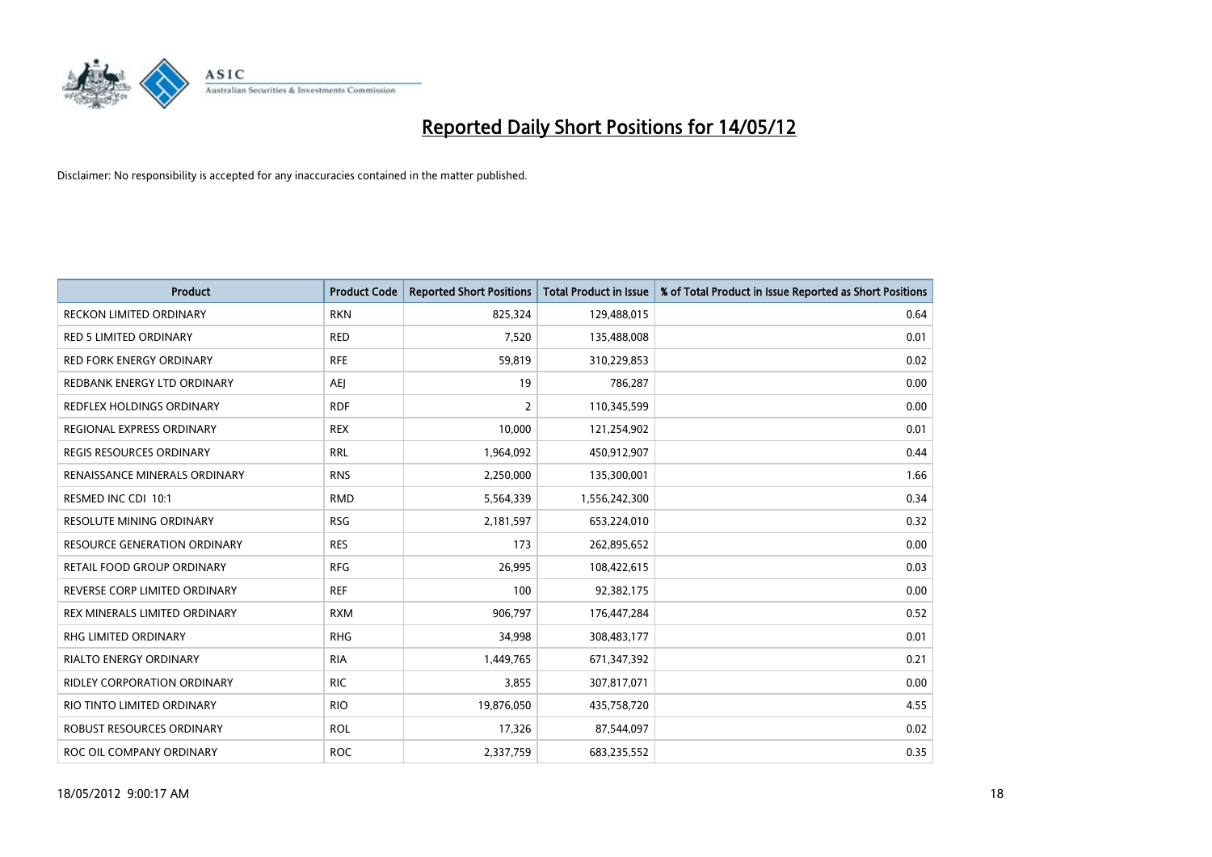# Reported Daily Short Positions for 14/05/12

Disclaimer: No responsibility is accepted for any inaccuracies contained in the matter published.

| Product | Product Code | Reported Short Positions | Total Product in Issue | % of Total Product in Issue Reported as Short Positions |
|---|---|---|---|---|
| RECKON LIMITED ORDINARY | RKN | 825,324 | 129,488,015 | 0.64 |
| RED 5 LIMITED ORDINARY | RED | 7,520 | 135,488,008 | 0.01 |
| RED FORK ENERGY ORDINARY | RFE | 59,819 | 310,229,853 | 0.02 |
| REDBANK ENERGY LTD ORDINARY | AEJ | 19 | 786,287 | 0.00 |
| REDFLEX HOLDINGS ORDINARY | RDF | 2 | 110,345,599 | 0.00 |
| REGIONAL EXPRESS ORDINARY | REX | 10,000 | 121,254,902 | 0.01 |
| REGIS RESOURCES ORDINARY | RRL | 1,964,092 | 450,912,907 | 0.44 |
| RENAISSANCE MINERALS ORDINARY | RNS | 2,250,000 | 135,300,001 | 1.66 |
| RESMED INC CDI 10:1 | RMD | 5,564,339 | 1,556,242,300 | 0.34 |
| RESOLUTE MINING ORDINARY | RSG | 2,181,597 | 653,224,010 | 0.32 |
| RESOURCE GENERATION ORDINARY | RES | 173 | 262,895,652 | 0.00 |
| RETAIL FOOD GROUP ORDINARY | RFG | 26,995 | 108,422,615 | 0.03 |
| REVERSE CORP LIMITED ORDINARY | REF | 100 | 92,382,175 | 0.00 |
| REX MINERALS LIMITED ORDINARY | RXM | 906,797 | 176,447,284 | 0.52 |
| RHG LIMITED ORDINARY | RHG | 34,998 | 308,483,177 | 0.01 |
| RIALTO ENERGY ORDINARY | RIA | 1,449,765 | 671,347,392 | 0.21 |
| RIDLEY CORPORATION ORDINARY | RIC | 3,855 | 307,817,071 | 0.00 |
| RIO TINTO LIMITED ORDINARY | RIO | 19,876,050 | 435,758,720 | 4.55 |
| ROBUST RESOURCES ORDINARY | ROL | 17,326 | 87,544,097 | 0.02 |
| ROC OIL COMPANY ORDINARY | ROC | 2,337,759 | 683,235,552 | 0.35 |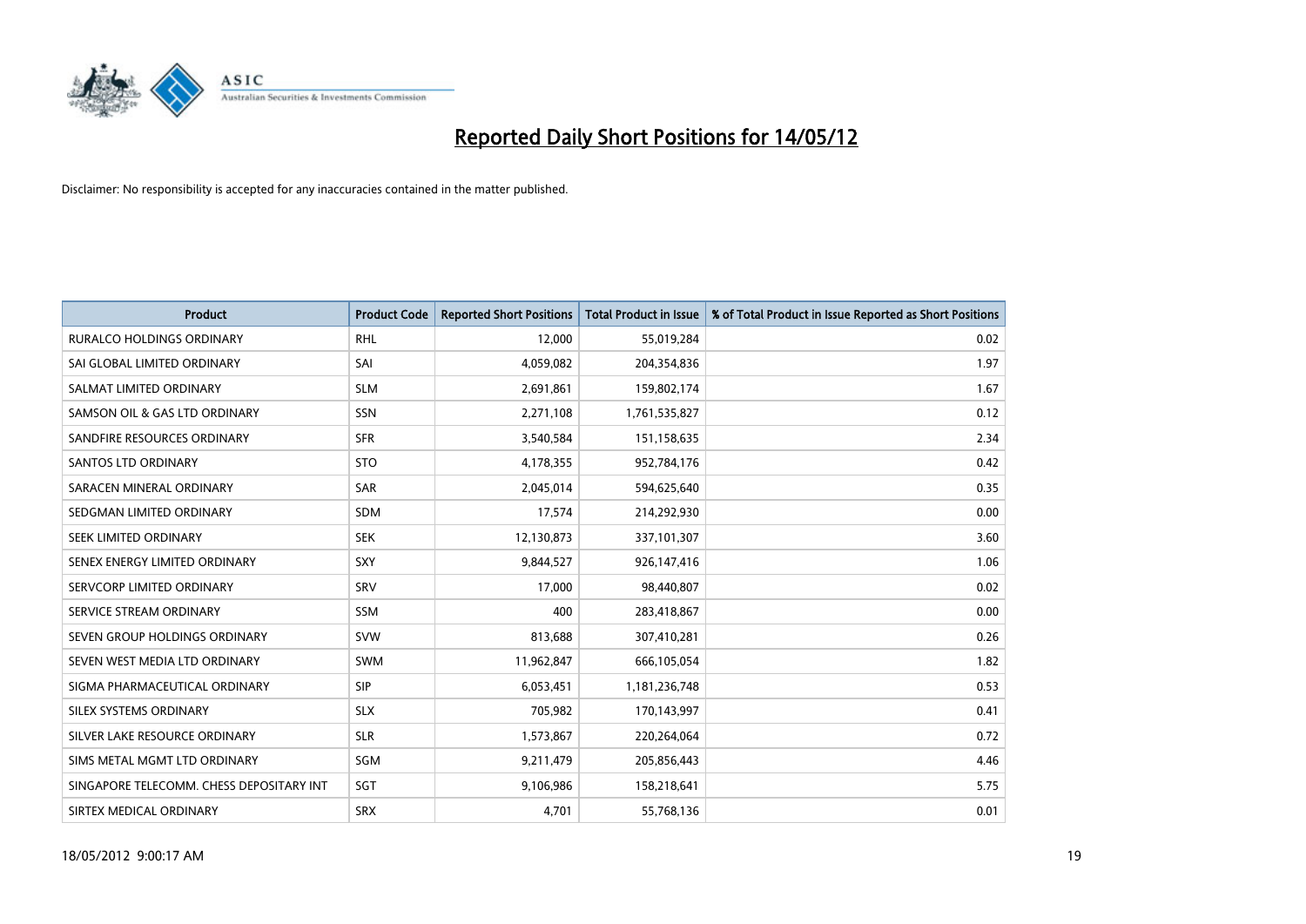# Reported Daily Short Positions for 14/05/12

Disclaimer: No responsibility is accepted for any inaccuracies contained in the matter published.

| Product | Product Code | Reported Short Positions | Total Product in Issue | % of Total Product in Issue Reported as Short Positions |
|---|---|---|---|---|
| RURALCO HOLDINGS ORDINARY | RHL | 12,000 | 55,019,284 | 0.02 |
| SAI GLOBAL LIMITED ORDINARY | SAI | 4,059,082 | 204,354,836 | 1.97 |
| SALMAT LIMITED ORDINARY | SLM | 2,691,861 | 159,802,174 | 1.67 |
| SAMSON OIL & GAS LTD ORDINARY | SSN | 2,271,108 | 1,761,535,827 | 0.12 |
| SANDFIRE RESOURCES ORDINARY | SFR | 3,540,584 | 151,158,635 | 2.34 |
| SANTOS LTD ORDINARY | STO | 4,178,355 | 952,784,176 | 0.42 |
| SARACEN MINERAL ORDINARY | SAR | 2,045,014 | 594,625,640 | 0.35 |
| SEDGMAN LIMITED ORDINARY | SDM | 17,574 | 214,292,930 | 0.00 |
| SEEK LIMITED ORDINARY | SEK | 12,130,873 | 337,101,307 | 3.60 |
| SENEX ENERGY LIMITED ORDINARY | SXY | 9,844,527 | 926,147,416 | 1.06 |
| SERVCORP LIMITED ORDINARY | SRV | 17,000 | 98,440,807 | 0.02 |
| SERVICE STREAM ORDINARY | SSM | 400 | 283,418,867 | 0.00 |
| SEVEN GROUP HOLDINGS ORDINARY | SVW | 813,688 | 307,410,281 | 0.26 |
| SEVEN WEST MEDIA LTD ORDINARY | SWM | 11,962,847 | 666,105,054 | 1.82 |
| SIGMA PHARMACEUTICAL ORDINARY | SIP | 6,053,451 | 1,181,236,748 | 0.53 |
| SILEX SYSTEMS ORDINARY | SLX | 705,982 | 170,143,997 | 0.41 |
| SILVER LAKE RESOURCE ORDINARY | SLR | 1,573,867 | 220,264,064 | 0.72 |
| SIMS METAL MGMT LTD ORDINARY | SGM | 9,211,479 | 205,856,443 | 4.46 |
| SINGAPORE TELECOMM. CHESS DEPOSITARY INT | SGT | 9,106,986 | 158,218,641 | 5.75 |
| SIRTEX MEDICAL ORDINARY | SRX | 4,701 | 55,768,136 | 0.01 |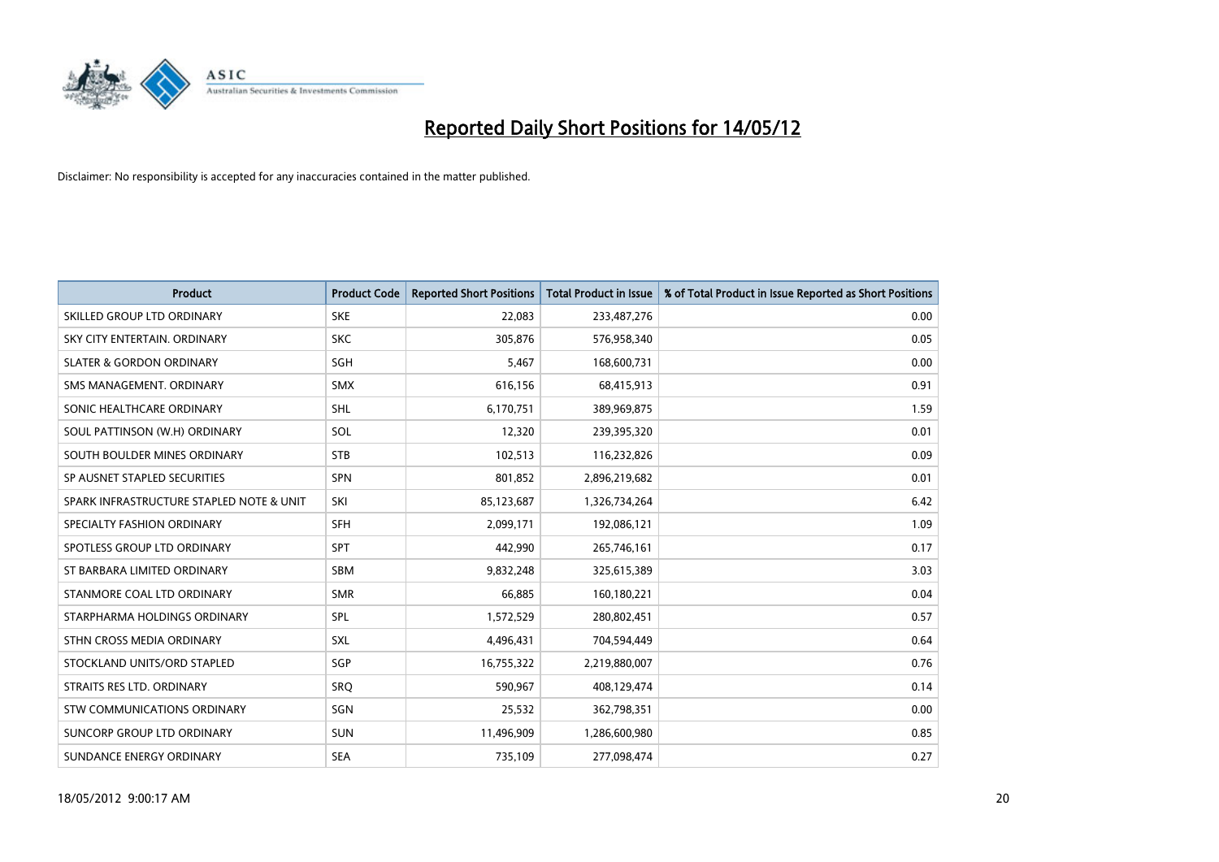# Reported Daily Short Positions for 14/05/12

Disclaimer: No responsibility is accepted for any inaccuracies contained in the matter published.

| Product | Product Code | Reported Short Positions | Total Product in Issue | % of Total Product in Issue Reported as Short Positions |
|---|---|---|---|---|
| SKILLED GROUP LTD ORDINARY | SKE | 22,083 | 233,487,276 | 0.00 |
| SKY CITY ENTERTAIN. ORDINARY | SKC | 305,876 | 576,958,340 | 0.05 |
| SLATER & GORDON ORDINARY | SGH | 5,467 | 168,600,731 | 0.00 |
| SMS MANAGEMENT. ORDINARY | SMX | 616,156 | 68,415,913 | 0.91 |
| SONIC HEALTHCARE ORDINARY | SHL | 6,170,751 | 389,969,875 | 1.59 |
| SOUL PATTINSON (W.H) ORDINARY | SOL | 12,320 | 239,395,320 | 0.01 |
| SOUTH BOULDER MINES ORDINARY | STB | 102,513 | 116,232,826 | 0.09 |
| SP AUSNET STAPLED SECURITIES | SPN | 801,852 | 2,896,219,682 | 0.01 |
| SPARK INFRASTRUCTURE STAPLED NOTE & UNIT | SKI | 85,123,687 | 1,326,734,264 | 6.42 |
| SPECIALTY FASHION ORDINARY | SFH | 2,099,171 | 192,086,121 | 1.09 |
| SPOTLESS GROUP LTD ORDINARY | SPT | 442,990 | 265,746,161 | 0.17 |
| ST BARBARA LIMITED ORDINARY | SBM | 9,832,248 | 325,615,389 | 3.03 |
| STANMORE COAL LTD ORDINARY | SMR | 66,885 | 160,180,221 | 0.04 |
| STARPHARMA HOLDINGS ORDINARY | SPL | 1,572,529 | 280,802,451 | 0.57 |
| STHN CROSS MEDIA ORDINARY | SXL | 4,496,431 | 704,594,449 | 0.64 |
| STOCKLAND UNITS/ORD STAPLED | SGP | 16,755,322 | 2,219,880,007 | 0.76 |
| STRAITS RES LTD. ORDINARY | SRQ | 590,967 | 408,129,474 | 0.14 |
| STW COMMUNICATIONS ORDINARY | SGN | 25,532 | 362,798,351 | 0.00 |
| SUNCORP GROUP LTD ORDINARY | SUN | 11,496,909 | 1,286,600,980 | 0.85 |
| SUNDANCE ENERGY ORDINARY | SEA | 735,109 | 277,098,474 | 0.27 |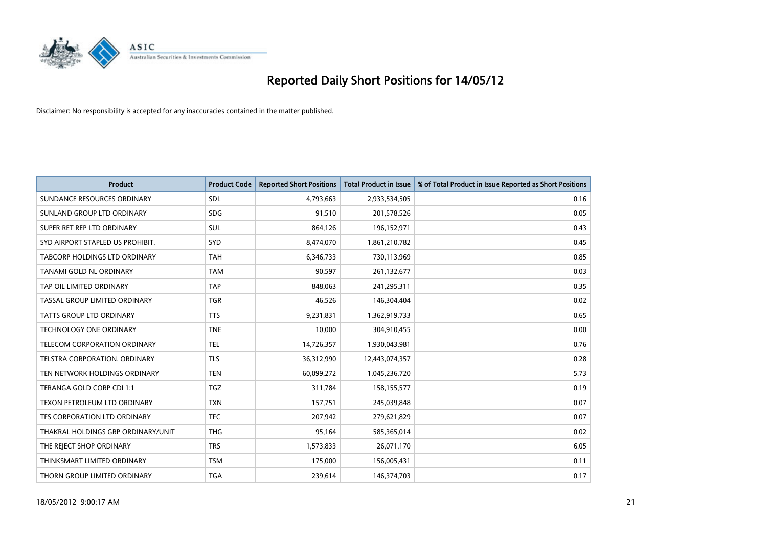# Reported Daily Short Positions for 14/05/12

Disclaimer: No responsibility is accepted for any inaccuracies contained in the matter published.

| Product | Product Code | Reported Short Positions | Total Product in Issue | % of Total Product in Issue Reported as Short Positions |
|---|---|---|---|---|
| SUNDANCE RESOURCES ORDINARY | SDL | 4,793,663 | 2,933,534,505 | 0.16 |
| SUNLAND GROUP LTD ORDINARY | SDG | 91,510 | 201,578,526 | 0.05 |
| SUPER RET REP LTD ORDINARY | SUL | 864,126 | 196,152,971 | 0.43 |
| SYD AIRPORT STAPLED US PROHIBIT. | SYD | 8,474,070 | 1,861,210,782 | 0.45 |
| TABCORP HOLDINGS LTD ORDINARY | TAH | 6,346,733 | 730,113,969 | 0.85 |
| TANAMI GOLD NL ORDINARY | TAM | 90,597 | 261,132,677 | 0.03 |
| TAP OIL LIMITED ORDINARY | TAP | 848,063 | 241,295,311 | 0.35 |
| TASSAL GROUP LIMITED ORDINARY | TGR | 46,526 | 146,304,404 | 0.02 |
| TATTS GROUP LTD ORDINARY | TTS | 9,231,831 | 1,362,919,733 | 0.65 |
| TECHNOLOGY ONE ORDINARY | TNE | 10,000 | 304,910,455 | 0.00 |
| TELECOM CORPORATION ORDINARY | TEL | 14,726,357 | 1,930,043,981 | 0.76 |
| TELSTRA CORPORATION. ORDINARY | TLS | 36,312,990 | 12,443,074,357 | 0.28 |
| TEN NETWORK HOLDINGS ORDINARY | TEN | 60,099,272 | 1,045,236,720 | 5.73 |
| TERANGA GOLD CORP CDI 1:1 | TGZ | 311,784 | 158,155,577 | 0.19 |
| TEXON PETROLEUM LTD ORDINARY | TXN | 157,751 | 245,039,848 | 0.07 |
| TFS CORPORATION LTD ORDINARY | TFC | 207,942 | 279,621,829 | 0.07 |
| THAKRAL HOLDINGS GRP ORDINARY/UNIT | THG | 95,164 | 585,365,014 | 0.02 |
| THE REJECT SHOP ORDINARY | TRS | 1,573,833 | 26,071,170 | 6.05 |
| THINKSMART LIMITED ORDINARY | TSM | 175,000 | 156,005,431 | 0.11 |
| THORN GROUP LIMITED ORDINARY | TGA | 239,614 | 146,374,703 | 0.17 |

18/05/2012 9:00:17 AM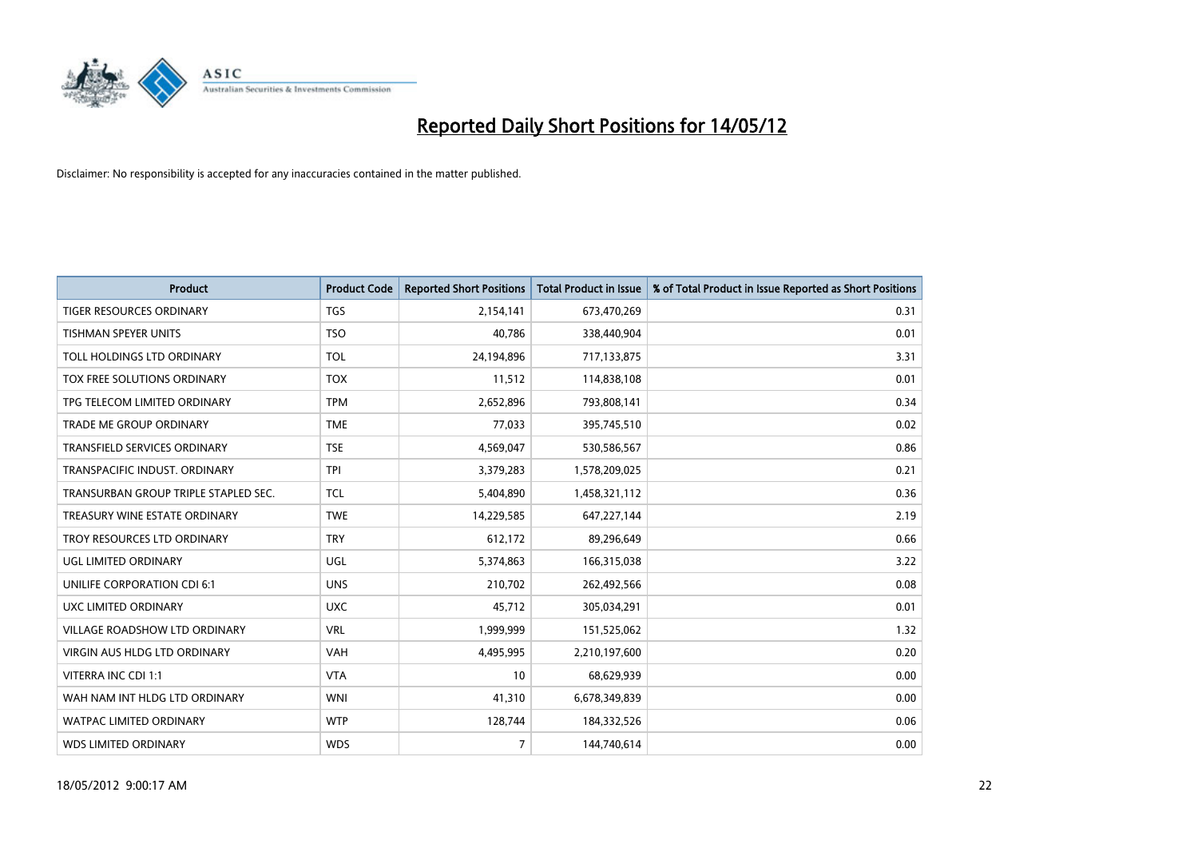# Reported Daily Short Positions for 14/05/12

Disclaimer: No responsibility is accepted for any inaccuracies contained in the matter published.

| Product | Product Code | Reported Short Positions | Total Product in Issue | % of Total Product in Issue Reported as Short Positions |
|---|---|---|---|---|
| TIGER RESOURCES ORDINARY | TGS | 2,154,141 | 673,470,269 | 0.31 |
| TISHMAN SPEYER UNITS | TSO | 40,786 | 338,440,904 | 0.01 |
| TOLL HOLDINGS LTD ORDINARY | TOL | 24,194,896 | 717,133,875 | 3.31 |
| TOX FREE SOLUTIONS ORDINARY | TOX | 11,512 | 114,838,108 | 0.01 |
| TPG TELECOM LIMITED ORDINARY | TPM | 2,652,896 | 793,808,141 | 0.34 |
| TRADE ME GROUP ORDINARY | TME | 77,033 | 395,745,510 | 0.02 |
| TRANSFIELD SERVICES ORDINARY | TSE | 4,569,047 | 530,586,567 | 0.86 |
| TRANSPACIFIC INDUST. ORDINARY | TPI | 3,379,283 | 1,578,209,025 | 0.21 |
| TRANSURBAN GROUP TRIPLE STAPLED SEC. | TCL | 5,404,890 | 1,458,321,112 | 0.36 |
| TREASURY WINE ESTATE ORDINARY | TWE | 14,229,585 | 647,227,144 | 2.19 |
| TROY RESOURCES LTD ORDINARY | TRY | 612,172 | 89,296,649 | 0.66 |
| UGL LIMITED ORDINARY | UGL | 5,374,863 | 166,315,038 | 3.22 |
| UNILIFE CORPORATION CDI 6:1 | UNS | 210,702 | 262,492,566 | 0.08 |
| UXC LIMITED ORDINARY | UXC | 45,712 | 305,034,291 | 0.01 |
| VILLAGE ROADSHOW LTD ORDINARY | VRL | 1,999,999 | 151,525,062 | 1.32 |
| VIRGIN AUS HLDG LTD ORDINARY | VAH | 4,495,995 | 2,210,197,600 | 0.20 |
| VITERRA INC CDI 1:1 | VTA | 10 | 68,629,939 | 0.00 |
| WAH NAM INT HLDG LTD ORDINARY | WNI | 41,310 | 6,678,349,839 | 0.00 |
| WATPAC LIMITED ORDINARY | WTP | 128,744 | 184,332,526 | 0.06 |
| WDS LIMITED ORDINARY | WDS | 7 | 144,740,614 | 0.00 |

18/05/2012 9:00:17 AM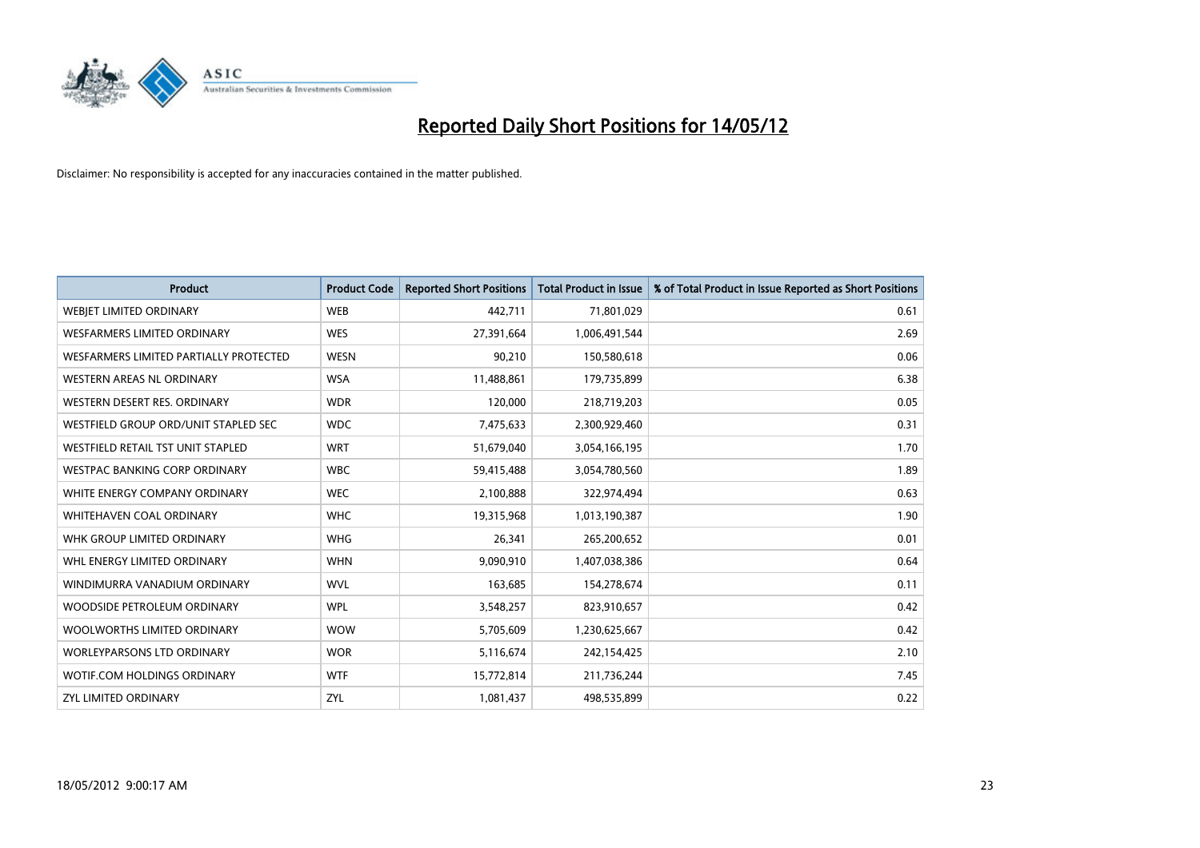# Reported Daily Short Positions for 14/05/12

Disclaimer: No responsibility is accepted for any inaccuracies contained in the matter published.

| Product | Product Code | Reported Short Positions | Total Product in Issue | % of Total Product in Issue Reported as Short Positions |
|---|---|---|---|---|
| WEBJET LIMITED ORDINARY | WEB | 442,711 | 71,801,029 | 0.61 |
| WESFARMERS LIMITED ORDINARY | WES | 27,391,664 | 1,006,491,544 | 2.69 |
| WESFARMERS LIMITED PARTIALLY PROTECTED | WESN | 90,210 | 150,580,618 | 0.06 |
| WESTERN AREAS NL ORDINARY | WSA | 11,488,861 | 179,735,899 | 6.38 |
| WESTERN DESERT RES. ORDINARY | WDR | 120,000 | 218,719,203 | 0.05 |
| WESTFIELD GROUP ORD/UNIT STAPLED SEC | WDC | 7,475,633 | 2,300,929,460 | 0.31 |
| WESTFIELD RETAIL TST UNIT STAPLED | WRT | 51,679,040 | 3,054,166,195 | 1.70 |
| WESTPAC BANKING CORP ORDINARY | WBC | 59,415,488 | 3,054,780,560 | 1.89 |
| WHITE ENERGY COMPANY ORDINARY | WEC | 2,100,888 | 322,974,494 | 0.63 |
| WHITEHAVEN COAL ORDINARY | WHC | 19,315,968 | 1,013,190,387 | 1.90 |
| WHK GROUP LIMITED ORDINARY | WHG | 26,341 | 265,200,652 | 0.01 |
| WHL ENERGY LIMITED ORDINARY | WHN | 9,090,910 | 1,407,038,386 | 0.64 |
| WINDIMURRA VANADIUM ORDINARY | WVL | 163,685 | 154,278,674 | 0.11 |
| WOODSIDE PETROLEUM ORDINARY | WPL | 3,548,257 | 823,910,657 | 0.42 |
| WOOLWORTHS LIMITED ORDINARY | WOW | 5,705,609 | 1,230,625,667 | 0.42 |
| WORLEYPARSONS LTD ORDINARY | WOR | 5,116,674 | 242,154,425 | 2.10 |
| WOTIF.COM HOLDINGS ORDINARY | WTF | 15,772,814 | 211,736,244 | 7.45 |
| ZYL LIMITED ORDINARY | ZYL | 1,081,437 | 498,535,899 | 0.22 |